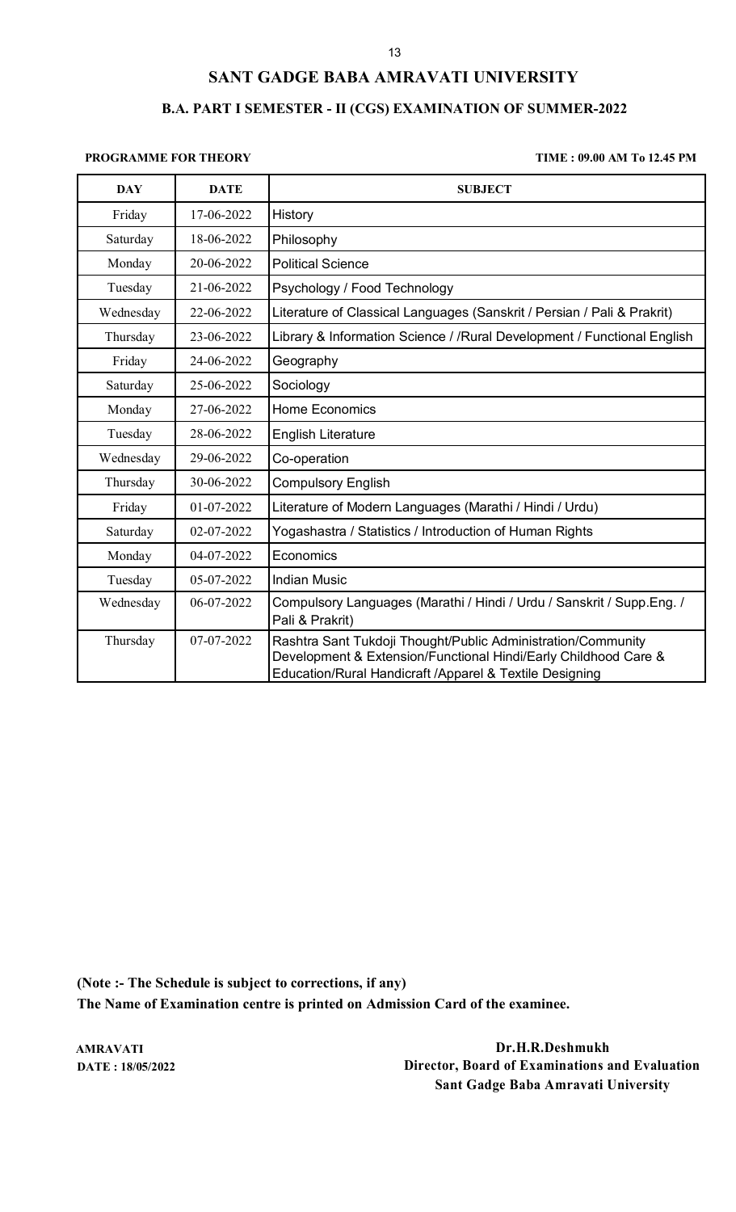# SANT GADGE BABA AMRAVATI UNIVERSITY

## B.A. PART I SEMESTER - II (CGS) EXAMINATION OF SUMMER-2022

**PROGRAMME FOR THEORY** **TIME : 09.00 AM To 12.45 PM**

| DAY | DATE | SUBJECT |
|---|---|---|
| Friday | 17-06-2022 | History |
| Saturday | 18-06-2022 | Philosophy |
| Monday | 20-06-2022 | Political Science |
| Tuesday | 21-06-2022 | Psychology / Food Technology |
| Wednesday | 22-06-2022 | Literature of Classical Languages (Sanskrit / Persian / Pali & Prakrit) |
| Thursday | 23-06-2022 | Library & Information Science / /Rural Development / Functional English |
| Friday | 24-06-2022 | Geography |
| Saturday | 25-06-2022 | Sociology |
| Monday | 27-06-2022 | Home Economics |
| Tuesday | 28-06-2022 | English Literature |
| Wednesday | 29-06-2022 | Co-operation |
| Thursday | 30-06-2022 | Compulsory English |
| Friday | 01-07-2022 | Literature of Modern Languages (Marathi / Hindi / Urdu) |
| Saturday | 02-07-2022 | Yogashastra / Statistics / Introduction of Human Rights |
| Monday | 04-07-2022 | Economics |
| Tuesday | 05-07-2022 | Indian Music |
| Wednesday | 06-07-2022 | Compulsory Languages (Marathi / Hindi / Urdu / Sanskrit / Supp.Eng. / Pali & Prakrit) |
| Thursday | 07-07-2022 | Rashtra Sant Tukdoji Thought/Public Administration/Community Development & Extension/Functional Hindi/Early Childhood Care & Education/Rural Handicraft /Apparel & Textile Designing |

**(Note :- The Schedule is subject to corrections, if any)**
**The Name of Examination centre is printed on Admission Card of the examinee.**

**AMRAVATI**
**DATE : 18/05/2022**

**Dr.H.R.Deshmukh**
**Director, Board of Examinations and Evaluation**
**Sant Gadge Baba Amravati University**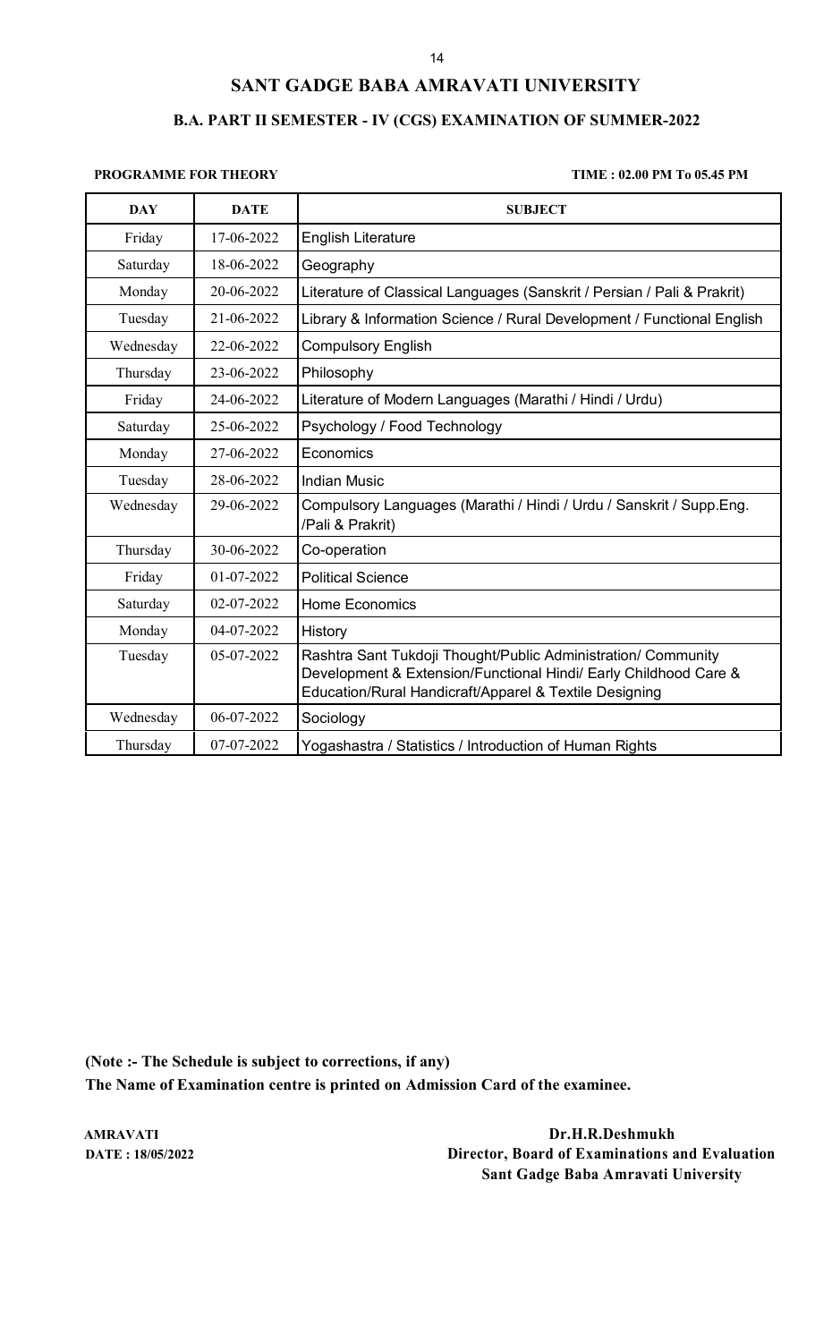# SANT GADGE BABA AMRAVATI UNIVERSITY

## B.A. PART II SEMESTER - IV (CGS) EXAMINATION OF SUMMER-2022

**PROGRAMME FOR THEORY** **TIME : 02.00 PM To 05.45 PM**

| DAY | DATE | SUBJECT |
|---|---|---|
| Friday | 17-06-2022 | English Literature |
| Saturday | 18-06-2022 | Geography |
| Monday | 20-06-2022 | Literature of Classical Languages (Sanskrit / Persian / Pali & Prakrit) |
| Tuesday | 21-06-2022 | Library & Information Science / Rural Development / Functional English |
| Wednesday | 22-06-2022 | Compulsory English |
| Thursday | 23-06-2022 | Philosophy |
| Friday | 24-06-2022 | Literature of Modern Languages (Marathi / Hindi / Urdu) |
| Saturday | 25-06-2022 | Psychology / Food Technology |
| Monday | 27-06-2022 | Economics |
| Tuesday | 28-06-2022 | Indian Music |
| Wednesday | 29-06-2022 | Compulsory Languages (Marathi / Hindi / Urdu / Sanskrit / Supp.Eng. /Pali & Prakrit) |
| Thursday | 30-06-2022 | Co-operation |
| Friday | 01-07-2022 | Political Science |
| Saturday | 02-07-2022 | Home Economics |
| Monday | 04-07-2022 | History |
| Tuesday | 05-07-2022 | Rashtra Sant Tukdoji Thought/Public Administration/ Community Development & Extension/Functional Hindi/ Early Childhood Care & Education/Rural Handicraft/Apparel & Textile Designing |
| Wednesday | 06-07-2022 | Sociology |
| Thursday | 07-07-2022 | Yogashastra / Statistics / Introduction of Human Rights |

**(Note :- The Schedule is subject to corrections, if any)**
**The Name of Examination centre is printed on Admission Card of the examinee.**

**AMRAVATI**
**DATE : 18/05/2022**

**Dr.H.R.Deshmukh**
**Director, Board of Examinations and Evaluation**
**Sant Gadge Baba Amravati University**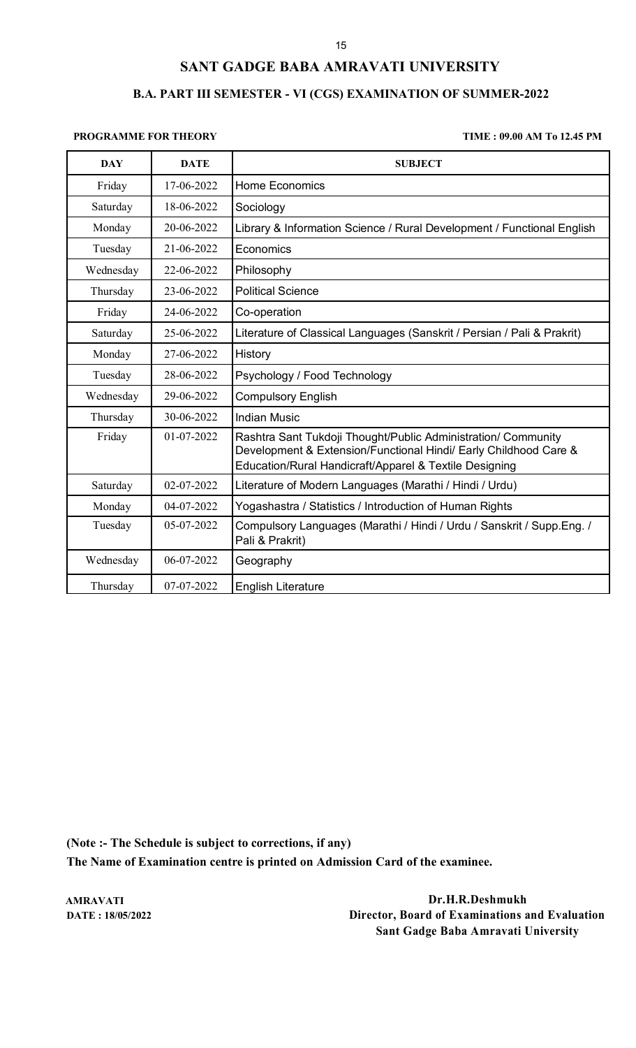# SANT GADGE BABA AMRAVATI UNIVERSITY

## B.A. PART III SEMESTER - VI (CGS) EXAMINATION OF SUMMER-2022

**PROGRAMME FOR THEORY** **TIME : 09.00 AM To 12.45 PM**

| DAY | DATE | SUBJECT |
|---|---|---|
| Friday | 17-06-2022 | Home Economics |
| Saturday | 18-06-2022 | Sociology |
| Monday | 20-06-2022 | Library & Information Science / Rural Development / Functional English |
| Tuesday | 21-06-2022 | Economics |
| Wednesday | 22-06-2022 | Philosophy |
| Thursday | 23-06-2022 | Political Science |
| Friday | 24-06-2022 | Co-operation |
| Saturday | 25-06-2022 | Literature of Classical Languages (Sanskrit / Persian / Pali & Prakrit) |
| Monday | 27-06-2022 | History |
| Tuesday | 28-06-2022 | Psychology / Food Technology |
| Wednesday | 29-06-2022 | Compulsory English |
| Thursday | 30-06-2022 | Indian Music |
| Friday | 01-07-2022 | Rashtra Sant Tukdoji Thought/Public Administration/ Community Development & Extension/Functional Hindi/ Early Childhood Care & Education/Rural Handicraft/Apparel & Textile Designing |
| Saturday | 02-07-2022 | Literature of Modern Languages (Marathi / Hindi / Urdu) |
| Monday | 04-07-2022 | Yogashastra / Statistics / Introduction of Human Rights |
| Tuesday | 05-07-2022 | Compulsory Languages (Marathi / Hindi / Urdu / Sanskrit / Supp.Eng. / Pali & Prakrit) |
| Wednesday | 06-07-2022 | Geography |
| Thursday | 07-07-2022 | English Literature |

**(Note :- The Schedule is subject to corrections, if any)**

**The Name of Examination centre is printed on Admission Card of the examinee.**

**AMRAVATI**
**DATE : 18/05/2022**

**Dr.H.R.Deshmukh**
**Director, Board of Examinations and Evaluation**
**Sant Gadge Baba Amravati University**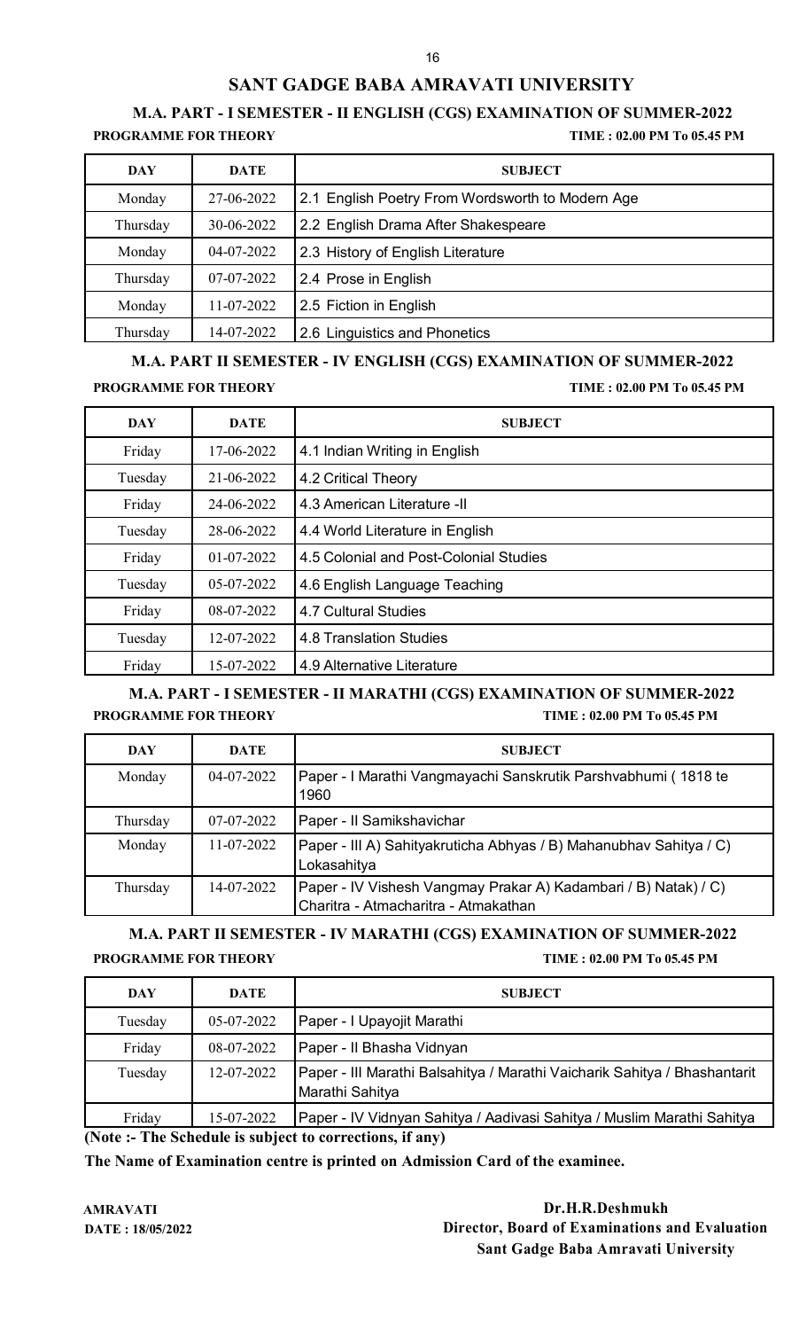# SANT GADGE BABA AMRAVATI UNIVERSITY

## M.A. PART - I SEMESTER - II ENGLISH (CGS) EXAMINATION OF SUMMER-2022

**PROGRAMME FOR THEORY** **TIME : 02.00 PM To 05.45 PM**

| DAY | DATE | SUBJECT |
|---|---|---|
| Monday | 27-06-2022 | 2.1 English Poetry From Wordsworth to Modern Age |
| Thursday | 30-06-2022 | 2.2 English Drama After Shakespeare |
| Monday | 04-07-2022 | 2.3 History of English Literature |
| Thursday | 07-07-2022 | 2.4 Prose in English |
| Monday | 11-07-2022 | 2.5 Fiction in English |
| Thursday | 14-07-2022 | 2.6 Linguistics and Phonetics |

## M.A. PART II SEMESTER - IV ENGLISH (CGS) EXAMINATION OF SUMMER-2022

**PROGRAMME FOR THEORY** **TIME : 02.00 PM To 05.45 PM**

| DAY | DATE | SUBJECT |
|---|---|---|
| Friday | 17-06-2022 | 4.1 Indian Writing in English |
| Tuesday | 21-06-2022 | 4.2 Critical Theory |
| Friday | 24-06-2022 | 4.3 American Literature -II |
| Tuesday | 28-06-2022 | 4.4 World Literature in English |
| Friday | 01-07-2022 | 4.5 Colonial and Post-Colonial Studies |
| Tuesday | 05-07-2022 | 4.6 English Language Teaching |
| Friday | 08-07-2022 | 4.7 Cultural Studies |
| Tuesday | 12-07-2022 | 4.8 Translation Studies |
| Friday | 15-07-2022 | 4.9 Alternative Literature |

## M.A. PART - I SEMESTER - II MARATHI (CGS) EXAMINATION OF SUMMER-2022

**PROGRAMME FOR THEORY** **TIME : 02.00 PM To 05.45 PM**

| DAY | DATE | SUBJECT |
|---|---|---|
| Monday | 04-07-2022 | Paper - I Marathi Vangmayachi Sanskrutik Parshvabhumi ( 1818 te 1960 |
| Thursday | 07-07-2022 | Paper - II Samikshavichar |
| Monday | 11-07-2022 | Paper - III A) Sahityakruticha Abhyas / B) Mahanubhav Sahitya / C) Lokasahitya |
| Thursday | 14-07-2022 | Paper - IV Vishesh Vangmay Prakar A) Kadambari / B) Natak) / C) Charitra - Atmacharitra - Atmakathan |

## M.A. PART II SEMESTER - IV MARATHI (CGS) EXAMINATION OF SUMMER-2022

**PROGRAMME FOR THEORY** **TIME : 02.00 PM To 05.45 PM**

| DAY | DATE | SUBJECT |
|---|---|---|
| Tuesday | 05-07-2022 | Paper - I Upayojit Marathi |
| Friday | 08-07-2022 | Paper - II Bhasha Vidnyan |
| Tuesday | 12-07-2022 | Paper - III Marathi Balsahitya / Marathi Vaicharik Sahitya / Bhashantarit Marathi Sahitya |
| Friday | 15-07-2022 | Paper - IV Vidnyan Sahitya / Aadivasi Sahitya / Muslim Marathi Sahitya |

**(Note :- The Schedule is subject to corrections, if any)**

**The Name of Examination centre is printed on Admission Card of the examinee.**

**AMRAVATI**
**DATE : 18/05/2022**

**Dr.H.R.Deshmukh**
**Director, Board of Examinations and Evaluation**
**Sant Gadge Baba Amravati University**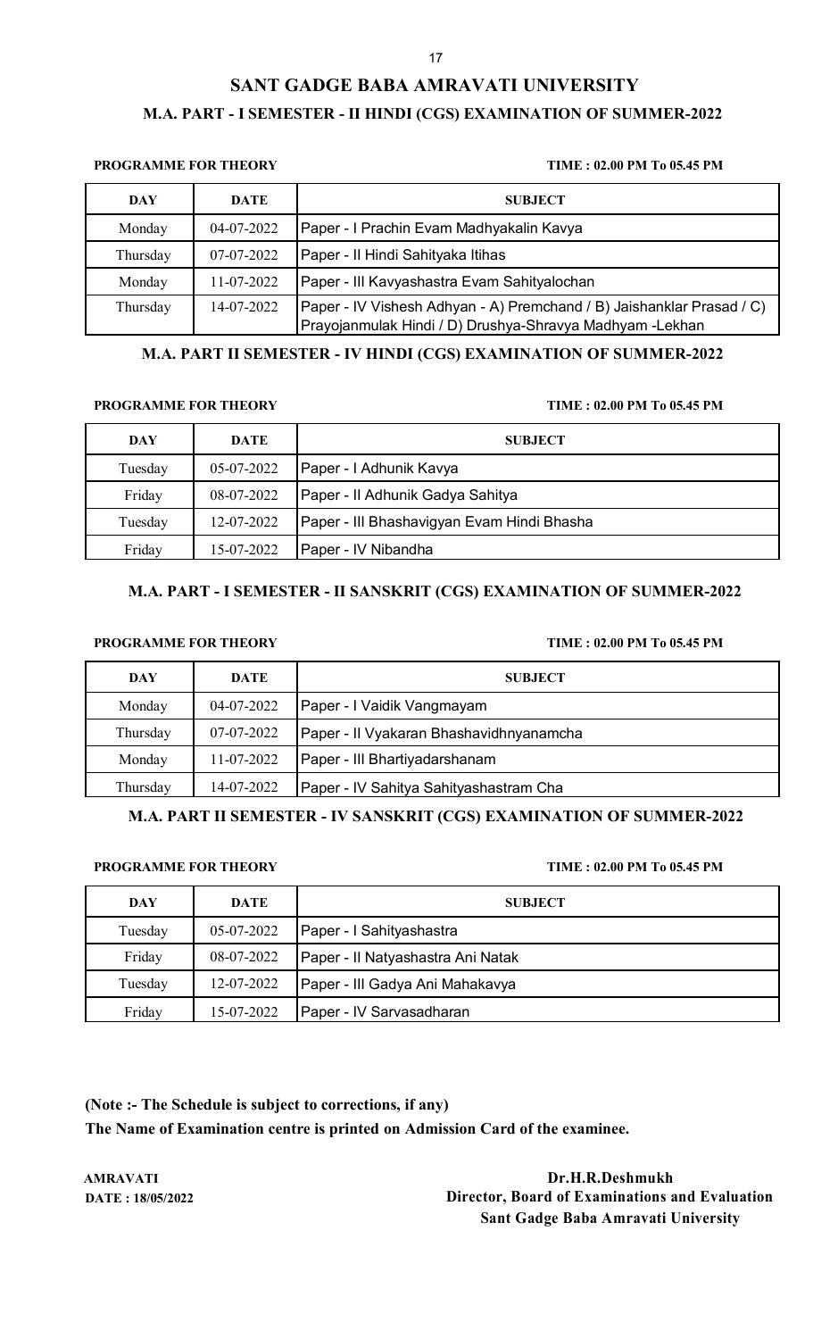# SANT GADGE BABA AMRAVATI UNIVERSITY

## M.A. PART - I SEMESTER - II HINDI (CGS) EXAMINATION OF SUMMER-2022

**PROGRAMME FOR THEORY** **TIME : 02.00 PM To 05.45 PM**

| DAY | DATE | SUBJECT |
|---|---|---|
| Monday | 04-07-2022 | Paper - I Prachin Evam Madhyakalin Kavya |
| Thursday | 07-07-2022 | Paper - II Hindi Sahityaka Itihas |
| Monday | 11-07-2022 | Paper - III Kavyashastra Evam Sahityalochan |
| Thursday | 14-07-2022 | Paper - IV Vishesh Adhyan - A) Premchand / B) Jaishanklar Prasad / C) Prayojanmulak Hindi / D) Drushya-Shravya Madhyam -Lekhan |

## M.A. PART II SEMESTER - IV HINDI (CGS) EXAMINATION OF SUMMER-2022

**PROGRAMME FOR THEORY** **TIME : 02.00 PM To 05.45 PM**

| DAY | DATE | SUBJECT |
|---|---|---|
| Tuesday | 05-07-2022 | Paper - I Adhunik Kavya |
| Friday | 08-07-2022 | Paper - II Adhunik Gadya Sahitya |
| Tuesday | 12-07-2022 | Paper - III Bhashavigyan Evam Hindi Bhasha |
| Friday | 15-07-2022 | Paper - IV Nibandha |

## M.A. PART - I SEMESTER - II SANSKRIT (CGS) EXAMINATION OF SUMMER-2022

**PROGRAMME FOR THEORY** **TIME : 02.00 PM To 05.45 PM**

| DAY | DATE | SUBJECT |
|---|---|---|
| Monday | 04-07-2022 | Paper - I Vaidik Vangmayam |
| Thursday | 07-07-2022 | Paper - II Vyakaran Bhashavidhnyanamcha |
| Monday | 11-07-2022 | Paper - III Bhartiyadarshanam |
| Thursday | 14-07-2022 | Paper - IV Sahitya Sahityashastram Cha |

## M.A. PART II SEMESTER - IV SANSKRIT (CGS) EXAMINATION OF SUMMER-2022

**PROGRAMME FOR THEORY** **TIME : 02.00 PM To 05.45 PM**

| DAY | DATE | SUBJECT |
|---|---|---|
| Tuesday | 05-07-2022 | Paper - I Sahityashastra |
| Friday | 08-07-2022 | Paper - II Natyashastra Ani Natak |
| Tuesday | 12-07-2022 | Paper - III Gadya Ani Mahakavya |
| Friday | 15-07-2022 | Paper - IV Sarvasadharan |

**(Note :- The Schedule is subject to corrections, if any)**

**The Name of Examination centre is printed on Admission Card of the examinee.**

**AMRAVATI**
**DATE : 18/05/2022**

**Dr.H.R.Deshmukh**
**Director, Board of Examinations and Evaluation**
**Sant Gadge Baba Amravati University**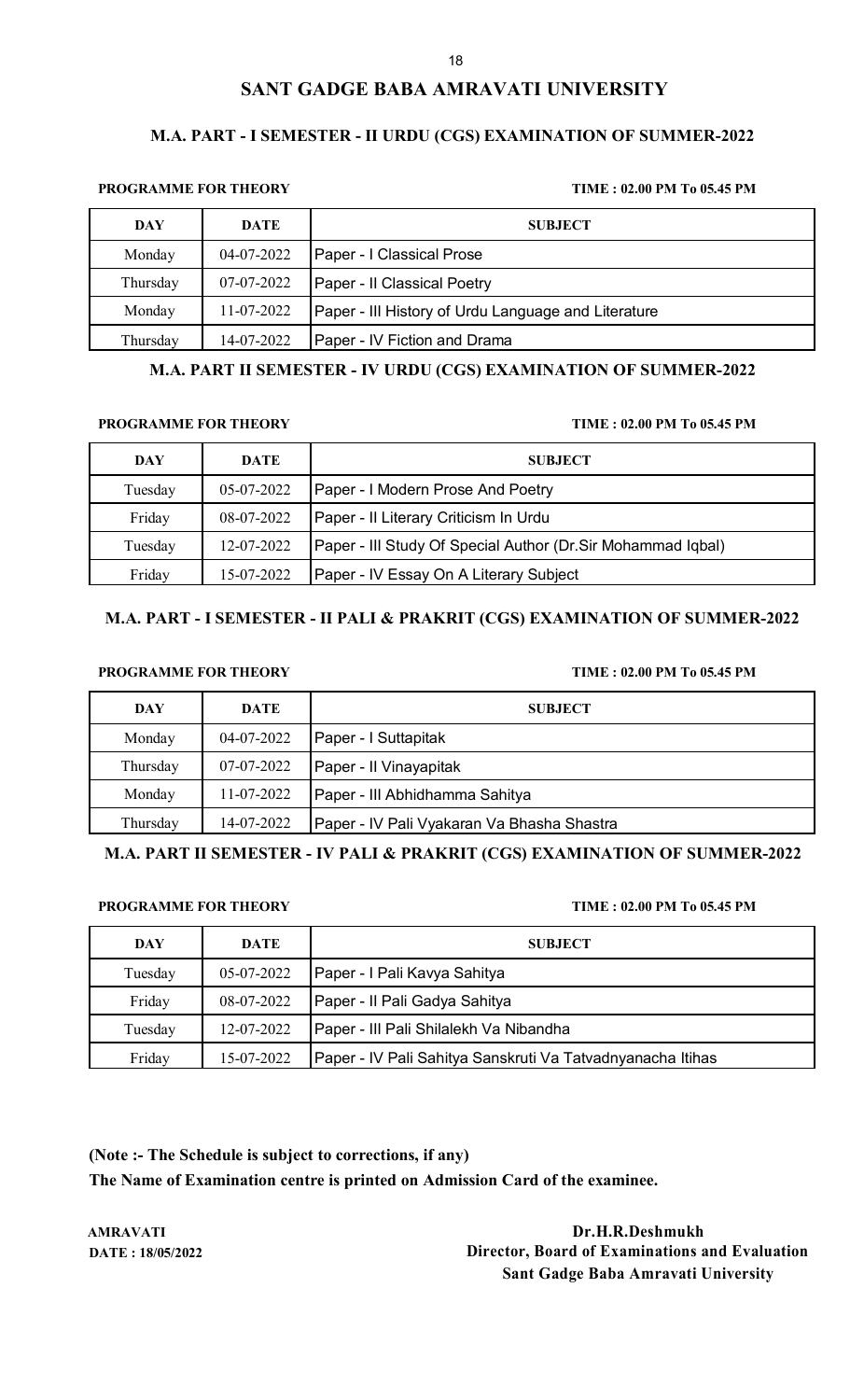# SANT GADGE BABA AMRAVATI UNIVERSITY

## M.A. PART - I SEMESTER - II URDU (CGS) EXAMINATION OF SUMMER-2022

**PROGRAMME FOR THEORY** **TIME : 02.00 PM To 05.45 PM**

| DAY | DATE | SUBJECT |
|---|---|---|
| Monday | 04-07-2022 | Paper - I Classical Prose |
| Thursday | 07-07-2022 | Paper - II Classical Poetry |
| Monday | 11-07-2022 | Paper - III History of Urdu Language and Literature |
| Thursday | 14-07-2022 | Paper - IV Fiction and Drama |

## M.A. PART II SEMESTER - IV URDU (CGS) EXAMINATION OF SUMMER-2022

**PROGRAMME FOR THEORY** **TIME : 02.00 PM To 05.45 PM**

| DAY | DATE | SUBJECT |
|---|---|---|
| Tuesday | 05-07-2022 | Paper - I Modern Prose And Poetry |
| Friday | 08-07-2022 | Paper - II Literary Criticism In Urdu |
| Tuesday | 12-07-2022 | Paper - III Study Of Special Author (Dr.Sir Mohammad Iqbal) |
| Friday | 15-07-2022 | Paper - IV Essay On A Literary Subject |

## M.A. PART - I SEMESTER - II PALI & PRAKRIT (CGS) EXAMINATION OF SUMMER-2022

**PROGRAMME FOR THEORY** **TIME : 02.00 PM To 05.45 PM**

| DAY | DATE | SUBJECT |
|---|---|---|
| Monday | 04-07-2022 | Paper - I Suttapitak |
| Thursday | 07-07-2022 | Paper - II Vinayapitak |
| Monday | 11-07-2022 | Paper - III Abhidhamma Sahitya |
| Thursday | 14-07-2022 | Paper - IV Pali Vyakaran Va Bhasha Shastra |

## M.A. PART II SEMESTER - IV PALI & PRAKRIT (CGS) EXAMINATION OF SUMMER-2022

**PROGRAMME FOR THEORY** **TIME : 02.00 PM To 05.45 PM**

| DAY | DATE | SUBJECT |
|---|---|---|
| Tuesday | 05-07-2022 | Paper - I Pali Kavya Sahitya |
| Friday | 08-07-2022 | Paper - II Pali Gadya Sahitya |
| Tuesday | 12-07-2022 | Paper - III Pali Shilalekh Va Nibandha |
| Friday | 15-07-2022 | Paper - IV Pali Sahitya Sanskruti Va Tatvadnyanacha Itihas |

**(Note :- The Schedule is subject to corrections, if any)**

**The Name of Examination centre is printed on Admission Card of the examinee.**

**AMRAVATI**
**DATE : 18/05/2022**

**Dr.H.R.Deshmukh**
**Director, Board of Examinations and Evaluation**
**Sant Gadge Baba Amravati University**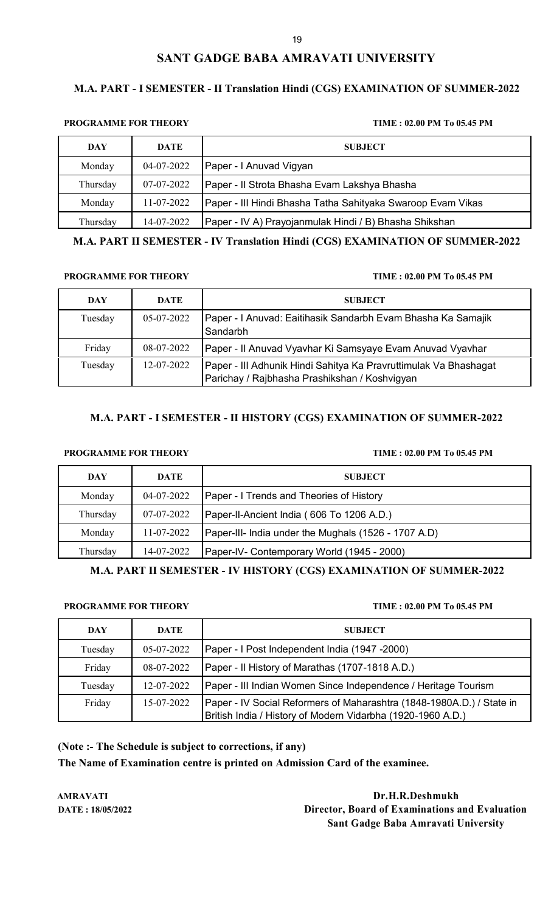## SANT GADGE BABA AMRAVATI UNIVERSITY

### M.A. PART - I SEMESTER - II Translation Hindi (CGS) EXAMINATION OF SUMMER-2022

**PROGRAMME FOR THEORY** **TIME : 02.00 PM To 05.45 PM**

| DAY | DATE | SUBJECT |
|---|---|---|
| Monday | 04-07-2022 | Paper - I Anuvad Vigyan |
| Thursday | 07-07-2022 | Paper - II Strota Bhasha Evam Lakshya Bhasha |
| Monday | 11-07-2022 | Paper - III Hindi Bhasha Tatha Sahityaka Swaroop Evam Vikas |
| Thursday | 14-07-2022 | Paper - IV A) Prayojanmulak Hindi / B) Bhasha Shikshan |

### M.A. PART II SEMESTER - IV Translation Hindi (CGS) EXAMINATION OF SUMMER-2022

**PROGRAMME FOR THEORY** **TIME : 02.00 PM To 05.45 PM**

| DAY | DATE | SUBJECT |
|---|---|---|
| Tuesday | 05-07-2022 | Paper - I Anuvad: Eaitihasik Sandarbh Evam Bhasha Ka Samajik Sandarbh |
| Friday | 08-07-2022 | Paper - II Anuvad Vyavhar Ki Samsyaye Evam Anuvad Vyavhar |
| Tuesday | 12-07-2022 | Paper - III Adhunik Hindi Sahitya Ka Pravruttimulak Va Bhashagat Parichay / Rajbhasha Prashikshan / Koshvigyan |

### M.A. PART - I SEMESTER - II HISTORY (CGS) EXAMINATION OF SUMMER-2022

**PROGRAMME FOR THEORY** **TIME : 02.00 PM To 05.45 PM**

| DAY | DATE | SUBJECT |
|---|---|---|
| Monday | 04-07-2022 | Paper - I Trends and Theories of History |
| Thursday | 07-07-2022 | Paper-II-Ancient India ( 606 To 1206 A.D.) |
| Monday | 11-07-2022 | Paper-III- India under the Mughals (1526 - 1707 A.D) |
| Thursday | 14-07-2022 | Paper-IV- Contemporary World (1945 - 2000) |

### M.A. PART II SEMESTER - IV HISTORY (CGS) EXAMINATION OF SUMMER-2022

**PROGRAMME FOR THEORY** **TIME : 02.00 PM To 05.45 PM**

| DAY | DATE | SUBJECT |
|---|---|---|
| Tuesday | 05-07-2022 | Paper - I Post Independent India (1947 -2000) |
| Friday | 08-07-2022 | Paper - II History of Marathas (1707-1818 A.D.) |
| Tuesday | 12-07-2022 | Paper - III Indian Women Since Independence / Heritage Tourism |
| Friday | 15-07-2022 | Paper - IV Social Reformers of Maharashtra (1848-1980A.D.) / State in British India / History of Modern Vidarbha (1920-1960 A.D.) |

**(Note :- The Schedule is subject to corrections, if any)**

**The Name of Examination centre is printed on Admission Card of the examinee.**

**AMRAVATI**
**DATE : 18/05/2022**

**Dr.H.R.Deshmukh**
**Director, Board of Examinations and Evaluation**
**Sant Gadge Baba Amravati University**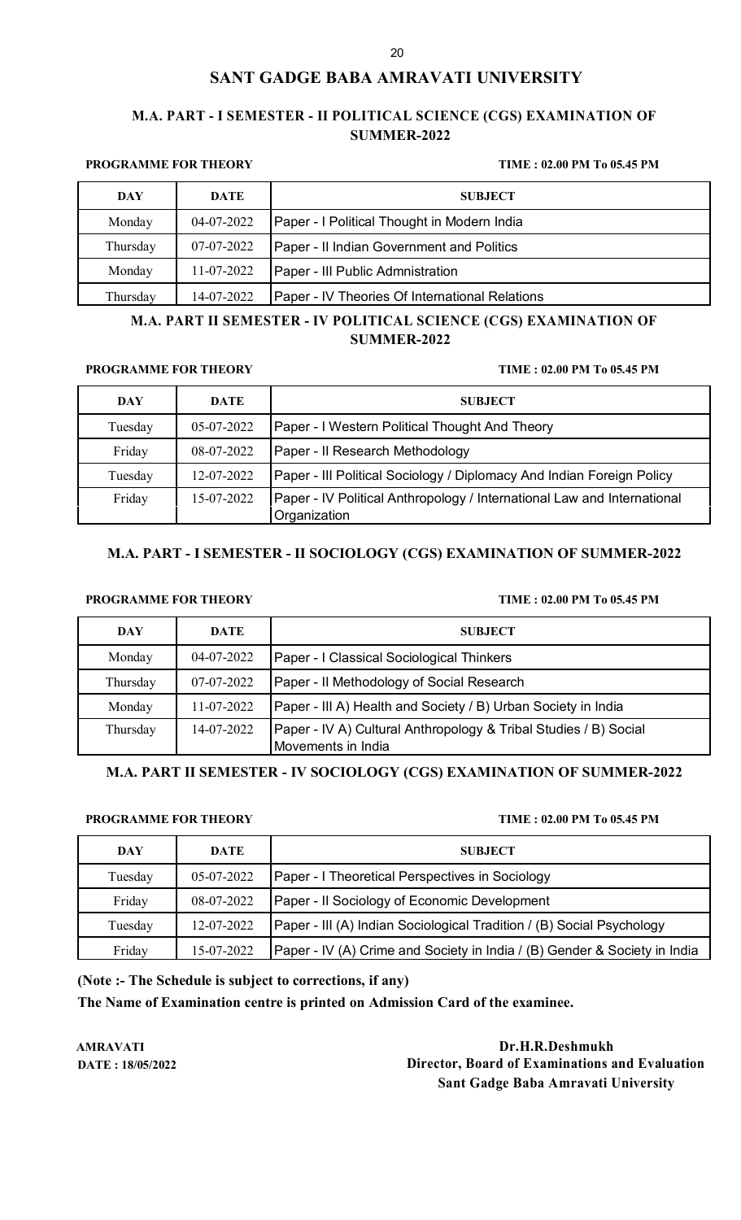# SANT GADGE BABA AMRAVATI UNIVERSITY

## M.A. PART - I SEMESTER - II POLITICAL SCIENCE (CGS) EXAMINATION OF SUMMER-2022

**PROGRAMME FOR THEORY** **TIME : 02.00 PM To 05.45 PM**

| DAY | DATE | SUBJECT |
|---|---|---|
| Monday | 04-07-2022 | Paper - I Political Thought in Modern India |
| Thursday | 07-07-2022 | Paper - II Indian Government and Politics |
| Monday | 11-07-2022 | Paper - III Public Admnistration |
| Thursday | 14-07-2022 | Paper - IV Theories Of International Relations |

## M.A. PART II SEMESTER - IV POLITICAL SCIENCE (CGS) EXAMINATION OF SUMMER-2022

**PROGRAMME FOR THEORY** **TIME : 02.00 PM To 05.45 PM**

| DAY | DATE | SUBJECT |
|---|---|---|
| Tuesday | 05-07-2022 | Paper - I Western Political Thought And Theory |
| Friday | 08-07-2022 | Paper - II Research Methodology |
| Tuesday | 12-07-2022 | Paper - III Political Sociology / Diplomacy And Indian Foreign Policy |
| Friday | 15-07-2022 | Paper - IV Political Anthropology / International Law and International Organization |

## M.A. PART - I SEMESTER - II SOCIOLOGY (CGS) EXAMINATION OF SUMMER-2022

**PROGRAMME FOR THEORY** **TIME : 02.00 PM To 05.45 PM**

| DAY | DATE | SUBJECT |
|---|---|---|
| Monday | 04-07-2022 | Paper - I Classical Sociological Thinkers |
| Thursday | 07-07-2022 | Paper - II Methodology of Social Research |
| Monday | 11-07-2022 | Paper - III A) Health and Society / B) Urban Society in India |
| Thursday | 14-07-2022 | Paper - IV A) Cultural Anthropology & Tribal Studies / B) Social Movements in India |

## M.A. PART II SEMESTER - IV SOCIOLOGY (CGS) EXAMINATION OF SUMMER-2022

**PROGRAMME FOR THEORY** **TIME : 02.00 PM To 05.45 PM**

| DAY | DATE | SUBJECT |
|---|---|---|
| Tuesday | 05-07-2022 | Paper - I Theoretical Perspectives in Sociology |
| Friday | 08-07-2022 | Paper - II Sociology of Economic Development |
| Tuesday | 12-07-2022 | Paper - III (A) Indian Sociological Tradition / (B) Social Psychology |
| Friday | 15-07-2022 | Paper - IV (A) Crime and Society in India / (B) Gender & Society in India |

**(Note :- The Schedule is subject to corrections, if any)**

**The Name of Examination centre is printed on Admission Card of the examinee.**

**AMRAVATI**
**DATE : 18/05/2022**

**Dr.H.R.Deshmukh**
**Director, Board of Examinations and Evaluation**
**Sant Gadge Baba Amravati University**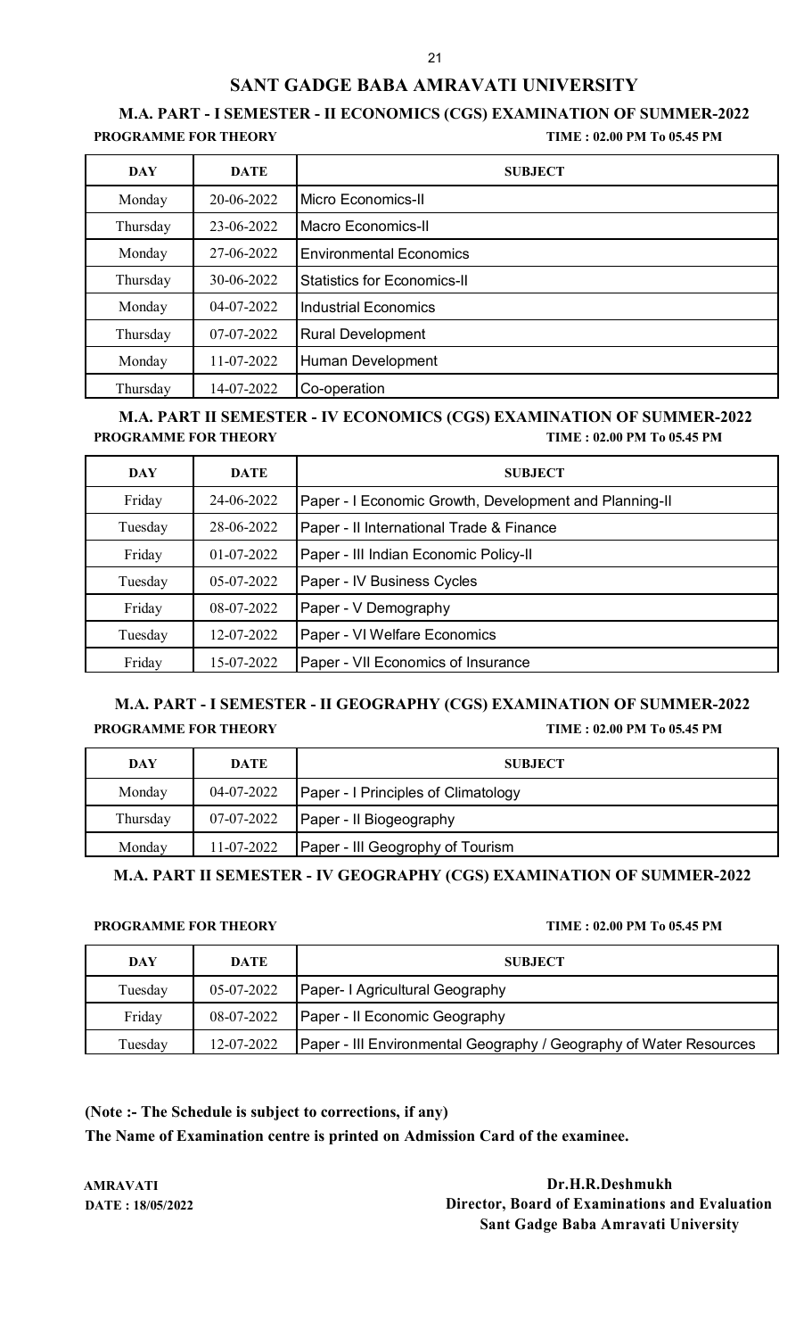# SANT GADGE BABA AMRAVATI UNIVERSITY

## M.A. PART - I SEMESTER - II ECONOMICS (CGS) EXAMINATION OF SUMMER-2022

**PROGRAMME FOR THEORY** **TIME : 02.00 PM To 05.45 PM**

| DAY | DATE | SUBJECT |
|---|---|---|
| Monday | 20-06-2022 | Micro Economics-II |
| Thursday | 23-06-2022 | Macro Economics-II |
| Monday | 27-06-2022 | Environmental Economics |
| Thursday | 30-06-2022 | Statistics for Economics-II |
| Monday | 04-07-2022 | Industrial Economics |
| Thursday | 07-07-2022 | Rural Development |
| Monday | 11-07-2022 | Human Development |
| Thursday | 14-07-2022 | Co-operation |

## M.A. PART II SEMESTER - IV ECONOMICS (CGS) EXAMINATION OF SUMMER-2022

**PROGRAMME FOR THEORY** **TIME : 02.00 PM To 05.45 PM**

| DAY | DATE | SUBJECT |
|---|---|---|
| Friday | 24-06-2022 | Paper - I Economic Growth, Development and Planning-II |
| Tuesday | 28-06-2022 | Paper - II International Trade & Finance |
| Friday | 01-07-2022 | Paper - III Indian Economic Policy-II |
| Tuesday | 05-07-2022 | Paper - IV Business Cycles |
| Friday | 08-07-2022 | Paper - V Demography |
| Tuesday | 12-07-2022 | Paper - VI Welfare Economics |
| Friday | 15-07-2022 | Paper - VII Economics of Insurance |

## M.A. PART - I SEMESTER - II GEOGRAPHY (CGS) EXAMINATION OF SUMMER-2022

**PROGRAMME FOR THEORY** **TIME : 02.00 PM To 05.45 PM**

| DAY | DATE | SUBJECT |
|---|---|---|
| Monday | 04-07-2022 | Paper - I Principles of Climatology |
| Thursday | 07-07-2022 | Paper - II Biogeography |
| Monday | 11-07-2022 | Paper - III Geogrophy of Tourism |

## M.A. PART II SEMESTER - IV GEOGRAPHY (CGS) EXAMINATION OF SUMMER-2022

**PROGRAMME FOR THEORY** **TIME : 02.00 PM To 05.45 PM**

| DAY | DATE | SUBJECT |
|---|---|---|
| Tuesday | 05-07-2022 | Paper- I Agricultural Geography |
| Friday | 08-07-2022 | Paper - II Economic Geography |
| Tuesday | 12-07-2022 | Paper - III Environmental Geography / Geography of Water Resources |

**(Note :- The Schedule is subject to corrections, if any)**

**The Name of Examination centre is printed on Admission Card of the examinee.**

**AMRAVATI**
**DATE : 18/05/2022**

**Dr.H.R.Deshmukh**
**Director, Board of Examinations and Evaluation**
**Sant Gadge Baba Amravati University**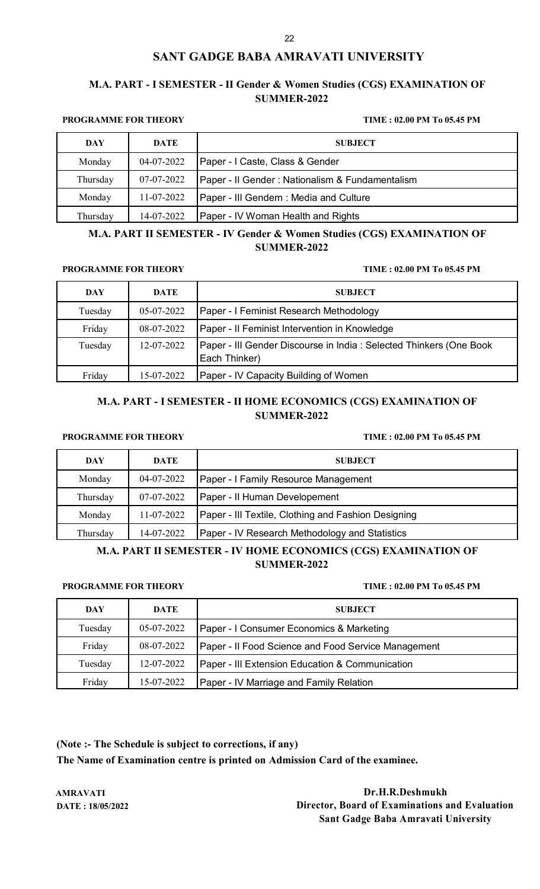# SANT GADGE BABA AMRAVATI UNIVERSITY

## M.A. PART - I SEMESTER - II Gender & Women Studies (CGS) EXAMINATION OF SUMMER-2022

**PROGRAMME FOR THEORY** **TIME : 02.00 PM To 05.45 PM**

| DAY | DATE | SUBJECT |
| --- | --- | --- |
| Monday | 04-07-2022 | Paper - I Caste, Class & Gender |
| Thursday | 07-07-2022 | Paper - II Gender : Nationalism & Fundamentalism |
| Monday | 11-07-2022 | Paper - III Gendern : Media and Culture |
| Thursday | 14-07-2022 | Paper - IV Woman Health and Rights |

## M.A. PART II SEMESTER - IV Gender & Women Studies (CGS) EXAMINATION OF SUMMER-2022

**PROGRAMME FOR THEORY** **TIME : 02.00 PM To 05.45 PM**

| DAY | DATE | SUBJECT |
| --- | --- | --- |
| Tuesday | 05-07-2022 | Paper - I Feminist Research Methodology |
| Friday | 08-07-2022 | Paper - II Feminist Intervention in Knowledge |
| Tuesday | 12-07-2022 | Paper - III Gender Discourse in India : Selected Thinkers (One Book Each Thinker) |
| Friday | 15-07-2022 | Paper - IV Capacity Building of Women |

## M.A. PART - I SEMESTER - II HOME ECONOMICS (CGS) EXAMINATION OF SUMMER-2022

**PROGRAMME FOR THEORY** **TIME : 02.00 PM To 05.45 PM**

| DAY | DATE | SUBJECT |
| --- | --- | --- |
| Monday | 04-07-2022 | Paper - I Family Resource Management |
| Thursday | 07-07-2022 | Paper - II Human Developement |
| Monday | 11-07-2022 | Paper - III Textile, Clothing and Fashion Designing |
| Thursday | 14-07-2022 | Paper - IV Research Methodology and Statistics |

## M.A. PART II SEMESTER - IV HOME ECONOMICS (CGS) EXAMINATION OF SUMMER-2022

**PROGRAMME FOR THEORY** **TIME : 02.00 PM To 05.45 PM**

| DAY | DATE | SUBJECT |
| --- | --- | --- |
| Tuesday | 05-07-2022 | Paper - I Consumer Economics & Marketing |
| Friday | 08-07-2022 | Paper - II Food Science and Food Service Management |
| Tuesday | 12-07-2022 | Paper - III Extension Education & Communication |
| Friday | 15-07-2022 | Paper - IV Marriage and Family Relation |

**(Note :- The Schedule is subject to corrections, if any)**

**The Name of Examination centre is printed on Admission Card of the examinee.**

**AMRAVATI**
**DATE : 18/05/2022**

**Dr.H.R.Deshmukh**
**Director, Board of Examinations and Evaluation**
**Sant Gadge Baba Amravati University**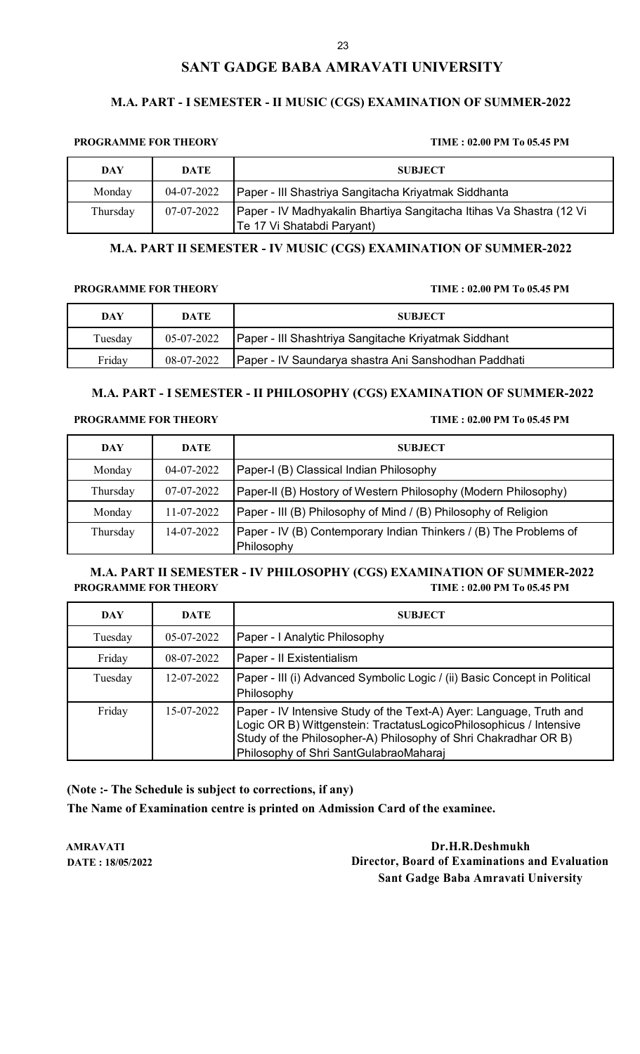# SANT GADGE BABA AMRAVATI UNIVERSITY

## M.A. PART - I SEMESTER - II MUSIC (CGS) EXAMINATION OF SUMMER-2022

**PROGRAMME FOR THEORY** **TIME : 02.00 PM To 05.45 PM**

| DAY | DATE | SUBJECT |
|---|---|---|
| Monday | 04-07-2022 | Paper - III Shastriya Sangitacha Kriyatmak Siddhanta |
| Thursday | 07-07-2022 | Paper - IV Madhyakalin Bhartiya Sangitacha Itihas Va Shastra (12 Vi Te 17 Vi Shatabdi Paryant) |

## M.A. PART II SEMESTER - IV MUSIC (CGS) EXAMINATION OF SUMMER-2022

**PROGRAMME FOR THEORY** **TIME : 02.00 PM To 05.45 PM**

| DAY | DATE | SUBJECT |
|---|---|---|
| Tuesday | 05-07-2022 | Paper - III Shashtriya Sangitache Kriyatmak Siddhant |
| Friday | 08-07-2022 | Paper - IV Saundarya shastra Ani Sanshodhan Paddhati |

## M.A. PART - I SEMESTER - II PHILOSOPHY (CGS) EXAMINATION OF SUMMER-2022

**PROGRAMME FOR THEORY** **TIME : 02.00 PM To 05.45 PM**

| DAY | DATE | SUBJECT |
|---|---|---|
| Monday | 04-07-2022 | Paper-I (B) Classical Indian Philosophy |
| Thursday | 07-07-2022 | Paper-II (B) Hostory of Western Philosophy (Modern Philosophy) |
| Monday | 11-07-2022 | Paper - III (B) Philosophy of Mind / (B) Philosophy of Religion |
| Thursday | 14-07-2022 | Paper - IV (B) Contemporary Indian Thinkers / (B) The Problems of Philosophy |

## M.A. PART II SEMESTER - IV PHILOSOPHY (CGS) EXAMINATION OF SUMMER-2022

**PROGRAMME FOR THEORY** **TIME : 02.00 PM To 05.45 PM**

| DAY | DATE | SUBJECT |
|---|---|---|
| Tuesday | 05-07-2022 | Paper - I Analytic Philosophy |
| Friday | 08-07-2022 | Paper - II Existentialism |
| Tuesday | 12-07-2022 | Paper - III (i) Advanced Symbolic Logic / (ii) Basic Concept in Political Philosophy |
| Friday | 15-07-2022 | Paper - IV Intensive Study of the Text-A) Ayer: Language, Truth and Logic OR B) Wittgenstein: TractatusLogicoPhilosophicus / Intensive Study of the Philosopher-A) Philosophy of Shri Chakradhar OR B) Philosophy of Shri SantGulabraoMaharaj |

**(Note :- The Schedule is subject to corrections, if any)**

**The Name of Examination centre is printed on Admission Card of the examinee.**

**AMRAVATI**
**DATE : 18/05/2022**

**Dr.H.R.Deshmukh**
**Director, Board of Examinations and Evaluation**
**Sant Gadge Baba Amravati University**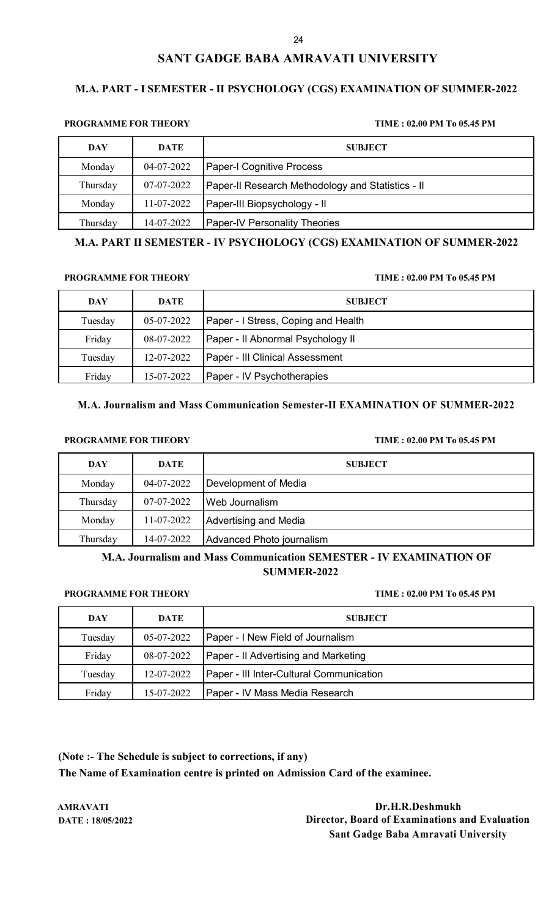# SANT GADGE BABA AMRAVATI UNIVERSITY

## M.A. PART - I SEMESTER - II PSYCHOLOGY (CGS) EXAMINATION OF SUMMER-2022

**PROGRAMME FOR THEORY** **TIME : 02.00 PM To 05.45 PM**

| DAY | DATE | SUBJECT |
|---|---|---|
| Monday | 04-07-2022 | Paper-I Cognitive Process |
| Thursday | 07-07-2022 | Paper-II Research Methodology and Statistics - II |
| Monday | 11-07-2022 | Paper-III Biopsychology - II |
| Thursday | 14-07-2022 | Paper-IV Personality Theories |

## M.A. PART II SEMESTER - IV PSYCHOLOGY (CGS) EXAMINATION OF SUMMER-2022

**PROGRAMME FOR THEORY** **TIME : 02.00 PM To 05.45 PM**

| DAY | DATE | SUBJECT |
|---|---|---|
| Tuesday | 05-07-2022 | Paper - I Stress, Coping and Health |
| Friday | 08-07-2022 | Paper - II Abnormal Psychology II |
| Tuesday | 12-07-2022 | Paper - III Clinical Assessment |
| Friday | 15-07-2022 | Paper - IV Psychotherapies |

## M.A. Journalism and Mass Communication Semester-II EXAMINATION OF SUMMER-2022

**PROGRAMME FOR THEORY** **TIME : 02.00 PM To 05.45 PM**

| DAY | DATE | SUBJECT |
|---|---|---|
| Monday | 04-07-2022 | Development of Media |
| Thursday | 07-07-2022 | Web Journalism |
| Monday | 11-07-2022 | Advertising and Media |
| Thursday | 14-07-2022 | Advanced Photo journalism |

## M.A. Journalism and Mass Communication SEMESTER - IV EXAMINATION OF SUMMER-2022

**PROGRAMME FOR THEORY** **TIME : 02.00 PM To 05.45 PM**

| DAY | DATE | SUBJECT |
|---|---|---|
| Tuesday | 05-07-2022 | Paper - I New Field of Journalism |
| Friday | 08-07-2022 | Paper - II Advertising and Marketing |
| Tuesday | 12-07-2022 | Paper - III Inter-Cultural Communication |
| Friday | 15-07-2022 | Paper - IV Mass Media Research |

**(Note :- The Schedule is subject to corrections, if any)**

**The Name of Examination centre is printed on Admission Card of the examinee.**

**AMRAVATI**
**DATE : 18/05/2022**

**Dr.H.R.Deshmukh**
**Director, Board of Examinations and Evaluation**
**Sant Gadge Baba Amravati University**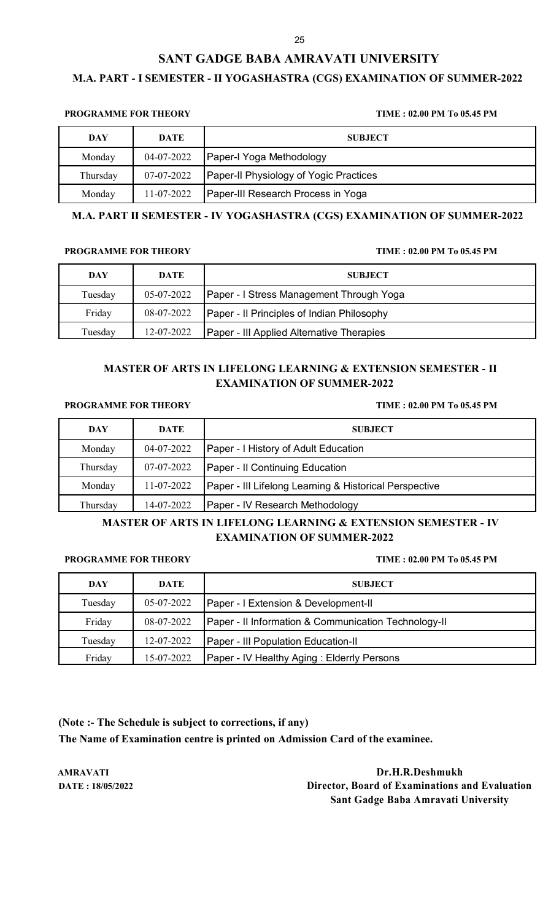## SANT GADGE BABA AMRAVATI UNIVERSITY

### M.A. PART - I SEMESTER - II YOGASHASTRA (CGS) EXAMINATION OF SUMMER-2022

**PROGRAMME FOR THEORY** **TIME : 02.00 PM To 05.45 PM**

| DAY | DATE | SUBJECT |
|---|---|---|
| Monday | 04-07-2022 | Paper-I Yoga Methodology |
| Thursday | 07-07-2022 | Paper-II Physiology of Yogic Practices |
| Monday | 11-07-2022 | Paper-III Research Process in Yoga |

### M.A. PART II SEMESTER - IV YOGASHASTRA (CGS) EXAMINATION OF SUMMER-2022

**PROGRAMME FOR THEORY** **TIME : 02.00 PM To 05.45 PM**

| DAY | DATE | SUBJECT |
|---|---|---|
| Tuesday | 05-07-2022 | Paper - I Stress Management Through Yoga |
| Friday | 08-07-2022 | Paper - II Principles of Indian Philosophy |
| Tuesday | 12-07-2022 | Paper - III Applied Alternative Therapies |

### MASTER OF ARTS IN LIFELONG LEARNING & EXTENSION SEMESTER - II EXAMINATION OF SUMMER-2022

**PROGRAMME FOR THEORY** **TIME : 02.00 PM To 05.45 PM**

| DAY | DATE | SUBJECT |
|---|---|---|
| Monday | 04-07-2022 | Paper - I History of Adult Education |
| Thursday | 07-07-2022 | Paper - II Continuing Education |
| Monday | 11-07-2022 | Paper - III Lifelong Learning & Historical Perspective |
| Thursday | 14-07-2022 | Paper - IV Research Methodology |

### MASTER OF ARTS IN LIFELONG LEARNING & EXTENSION SEMESTER - IV EXAMINATION OF SUMMER-2022

**PROGRAMME FOR THEORY** **TIME : 02.00 PM To 05.45 PM**

| DAY | DATE | SUBJECT |
|---|---|---|
| Tuesday | 05-07-2022 | Paper - I Extension & Development-II |
| Friday | 08-07-2022 | Paper - II Information & Communication Technology-II |
| Tuesday | 12-07-2022 | Paper - III Population Education-II |
| Friday | 15-07-2022 | Paper - IV Healthy Aging : Elderrly Persons |

**(Note :- The Schedule is subject to corrections, if any)**

**The Name of Examination centre is printed on Admission Card of the examinee.**

**AMRAVATI**
**DATE : 18/05/2022**

**Dr.H.R.Deshmukh**
**Director, Board of Examinations and Evaluation**
**Sant Gadge Baba Amravati University**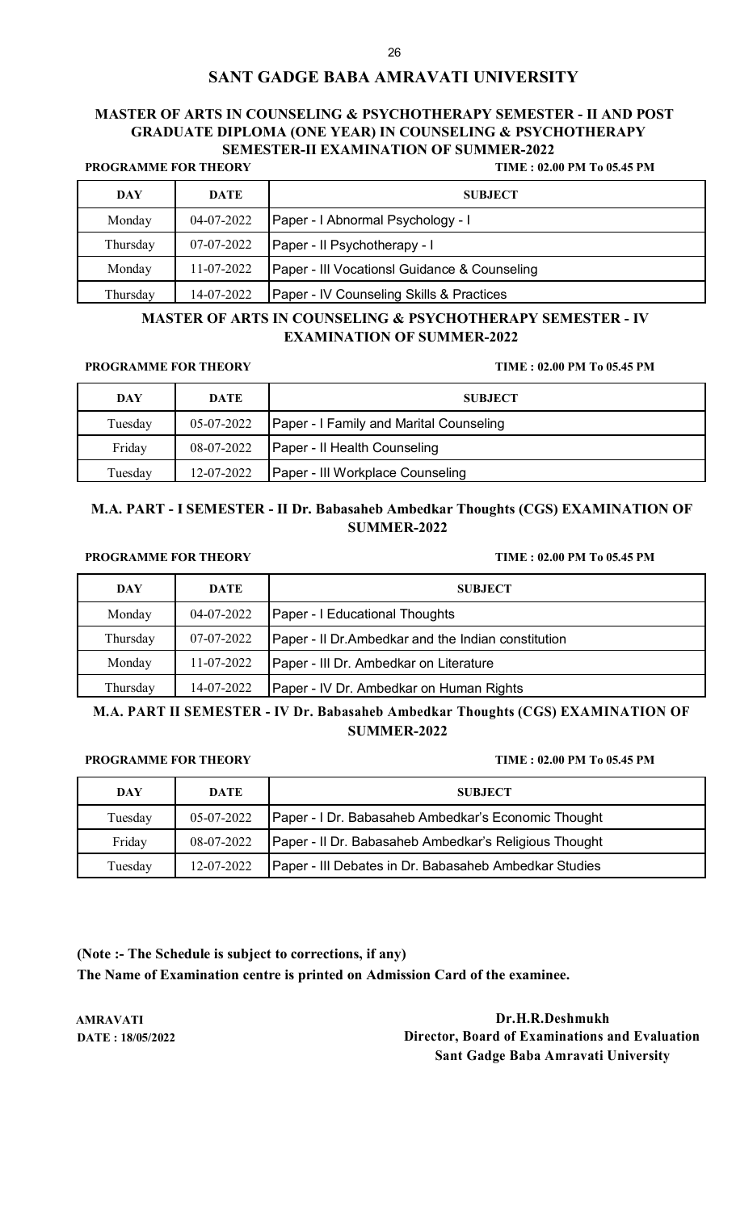# SANT GADGE BABA AMRAVATI UNIVERSITY

## MASTER OF ARTS IN COUNSELING & PSYCHOTHERAPY SEMESTER - II AND POST GRADUATE DIPLOMA (ONE YEAR) IN COUNSELING & PSYCHOTHERAPY SEMESTER-II EXAMINATION OF SUMMER-2022

**PROGRAMME FOR THEORY** **TIME : 02.00 PM To 05.45 PM**

| DAY | DATE | SUBJECT |
|---|---|---|
| Monday | 04-07-2022 | Paper - I Abnormal Psychology - I |
| Thursday | 07-07-2022 | Paper - II Psychotherapy - I |
| Monday | 11-07-2022 | Paper - III Vocationsl Guidance & Counseling |
| Thursday | 14-07-2022 | Paper - IV Counseling Skills & Practices |

## MASTER OF ARTS IN COUNSELING & PSYCHOTHERAPY SEMESTER - IV EXAMINATION OF SUMMER-2022

**PROGRAMME FOR THEORY** **TIME : 02.00 PM To 05.45 PM**

| DAY | DATE | SUBJECT |
|---|---|---|
| Tuesday | 05-07-2022 | Paper - I Family and Marital Counseling |
| Friday | 08-07-2022 | Paper - II Health Counseling |
| Tuesday | 12-07-2022 | Paper - III Workplace Counseling |

## M.A. PART - I SEMESTER - II Dr. Babasaheb Ambedkar Thoughts (CGS) EXAMINATION OF SUMMER-2022

**PROGRAMME FOR THEORY** **TIME : 02.00 PM To 05.45 PM**

| DAY | DATE | SUBJECT |
|---|---|---|
| Monday | 04-07-2022 | Paper - I Educational Thoughts |
| Thursday | 07-07-2022 | Paper - II Dr.Ambedkar and the Indian constitution |
| Monday | 11-07-2022 | Paper - III Dr. Ambedkar on Literature |
| Thursday | 14-07-2022 | Paper - IV Dr. Ambedkar on Human Rights |

## M.A. PART II SEMESTER - IV Dr. Babasaheb Ambedkar Thoughts (CGS) EXAMINATION OF SUMMER-2022

**PROGRAMME FOR THEORY** **TIME : 02.00 PM To 05.45 PM**

| DAY | DATE | SUBJECT |
|---|---|---|
| Tuesday | 05-07-2022 | Paper - I Dr. Babasaheb Ambedkar's Economic Thought |
| Friday | 08-07-2022 | Paper - II Dr. Babasaheb Ambedkar's Religious Thought |
| Tuesday | 12-07-2022 | Paper - III Debates in Dr. Babasaheb Ambedkar Studies |

**(Note :- The Schedule is subject to corrections, if any)**

**The Name of Examination centre is printed on Admission Card of the examinee.**

**AMRAVATI**
**DATE : 18/05/2022**

**Dr.H.R.Deshmukh**
**Director, Board of Examinations and Evaluation**
**Sant Gadge Baba Amravati University**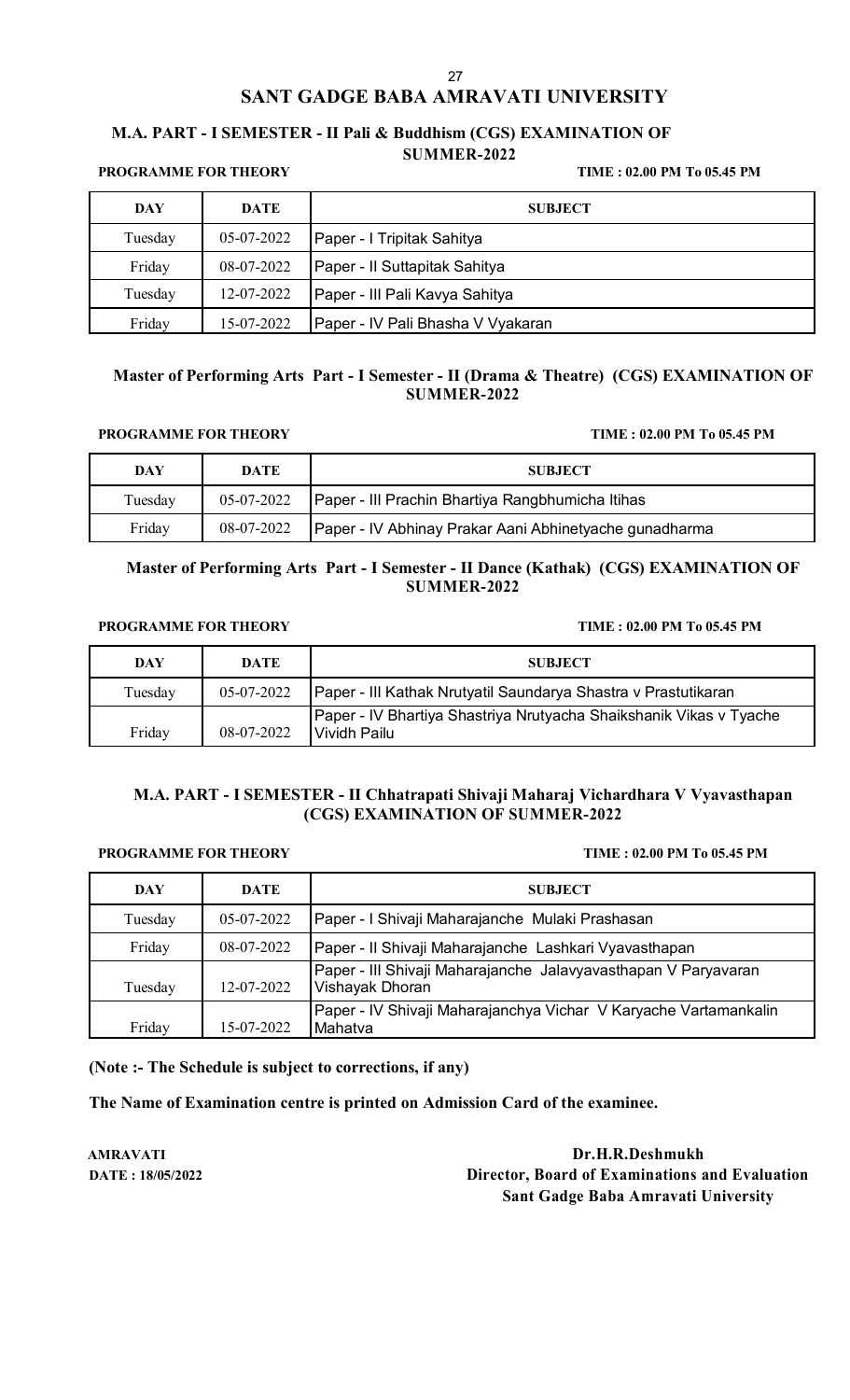# SANT GADGE BABA AMRAVATI UNIVERSITY

## M.A. PART - I SEMESTER - II Pali & Buddhism (CGS) EXAMINATION OF SUMMER-2022

**PROGRAMME FOR THEORY** **TIME : 02.00 PM To 05.45 PM**

| DAY | DATE | SUBJECT |
|---|---|---|
| Tuesday | 05-07-2022 | Paper - I Tripitak Sahitya |
| Friday | 08-07-2022 | Paper - II Suttapitak Sahitya |
| Tuesday | 12-07-2022 | Paper - III Pali Kavya Sahitya |
| Friday | 15-07-2022 | Paper - IV Pali Bhasha V Vyakaran |

## Master of Performing Arts Part - I Semester - II (Drama & Theatre) (CGS) EXAMINATION OF SUMMER-2022

**PROGRAMME FOR THEORY** **TIME : 02.00 PM To 05.45 PM**

| DAY | DATE | SUBJECT |
|---|---|---|
| Tuesday | 05-07-2022 | Paper - III Prachin Bhartiya Rangbhumicha Itihas |
| Friday | 08-07-2022 | Paper - IV Abhinay Prakar Aani Abhinetyache gunadharma |

## Master of Performing Arts Part - I Semester - II Dance (Kathak) (CGS) EXAMINATION OF SUMMER-2022

**PROGRAMME FOR THEORY** **TIME : 02.00 PM To 05.45 PM**

| DAY | DATE | SUBJECT |
|---|---|---|
| Tuesday | 05-07-2022 | Paper - III Kathak Nrutyatil Saundarya Shastra v Prastutikaran |
| Friday | 08-07-2022 | Paper - IV Bhartiya Shastriya Nrutyacha Shaikshanik Vikas v Tyache Vividh Pailu |

## M.A. PART - I SEMESTER - II Chhatrapati Shivaji Maharaj Vichardhara V Vyavasthapan (CGS) EXAMINATION OF SUMMER-2022

**PROGRAMME FOR THEORY** **TIME : 02.00 PM To 05.45 PM**

| DAY | DATE | SUBJECT |
|---|---|---|
| Tuesday | 05-07-2022 | Paper - I Shivaji Maharajanche Mulaki Prashasan |
| Friday | 08-07-2022 | Paper - II Shivaji Maharajanche Lashkari Vyavasthapan |
| Tuesday | 12-07-2022 | Paper - III Shivaji Maharajanche Jalavyavasthapan V Paryavaran Vishayak Dhoran |
| Friday | 15-07-2022 | Paper - IV Shivaji Maharajanchya Vichar V Karyache Vartamankalin Mahatva |

**(Note :- The Schedule is subject to corrections, if any)**

**The Name of Examination centre is printed on Admission Card of the examinee.**

**AMRAVATI**
**DATE : 18/05/2022**

**Dr.H.R.Deshmukh**
**Director, Board of Examinations and Evaluation**
**Sant Gadge Baba Amravati University**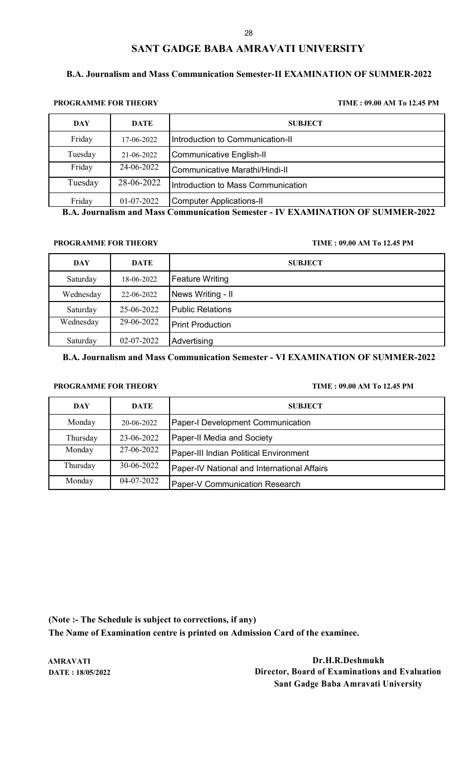# SANT GADGE BABA AMRAVATI UNIVERSITY

## B.A. Journalism and Mass Communication Semester-II EXAMINATION OF SUMMER-2022

**PROGRAMME FOR THEORY** **TIME : 09.00 AM To 12.45 PM**

| DAY | DATE | SUBJECT |
|---|---|---|
| Friday | 17-06-2022 | Introduction to Communication-II |
| Tuesday | 21-06-2022 | Communicative English-II |
| Friday | 24-06-2022 | Communicative Marathi/Hindi-II |
| Tuesday | 28-06-2022 | Introduction to Mass Communication |
| Friday | 01-07-2022 | Computer Applications-II |

## B.A. Journalism and Mass Communication Semester - IV EXAMINATION OF SUMMER-2022

**PROGRAMME FOR THEORY** **TIME : 09.00 AM To 12.45 PM**

| DAY | DATE | SUBJECT |
|---|---|---|
| Saturday | 18-06-2022 | Feature Writing |
| Wednesday | 22-06-2022 | News Writing - II |
| Saturday | 25-06-2022 | Public Relations |
| Wednesday | 29-06-2022 | Print Production |
| Saturday | 02-07-2022 | Advertising |

## B.A. Journalism and Mass Communication Semester - VI EXAMINATION OF SUMMER-2022

**PROGRAMME FOR THEORY** **TIME : 09.00 AM To 12.45 PM**

| DAY | DATE | SUBJECT |
|---|---|---|
| Monday | 20-06-2022 | Paper-I Development Communication |
| Thursday | 23-06-2022 | Paper-II Media and Society |
| Monday | 27-06-2022 | Paper-III Indian Political Environment |
| Thursday | 30-06-2022 | Paper-IV National and International Affairs |
| Monday | 04-07-2022 | Paper-V Communication Research |

**(Note :- The Schedule is subject to corrections, if any)**
**The Name of Examination centre is printed on Admission Card of the examinee.**

**AMRAVATI**
**DATE : 18/05/2022**

**Dr.H.R.Deshmukh**
**Director, Board of Examinations and Evaluation**
**Sant Gadge Baba Amravati University**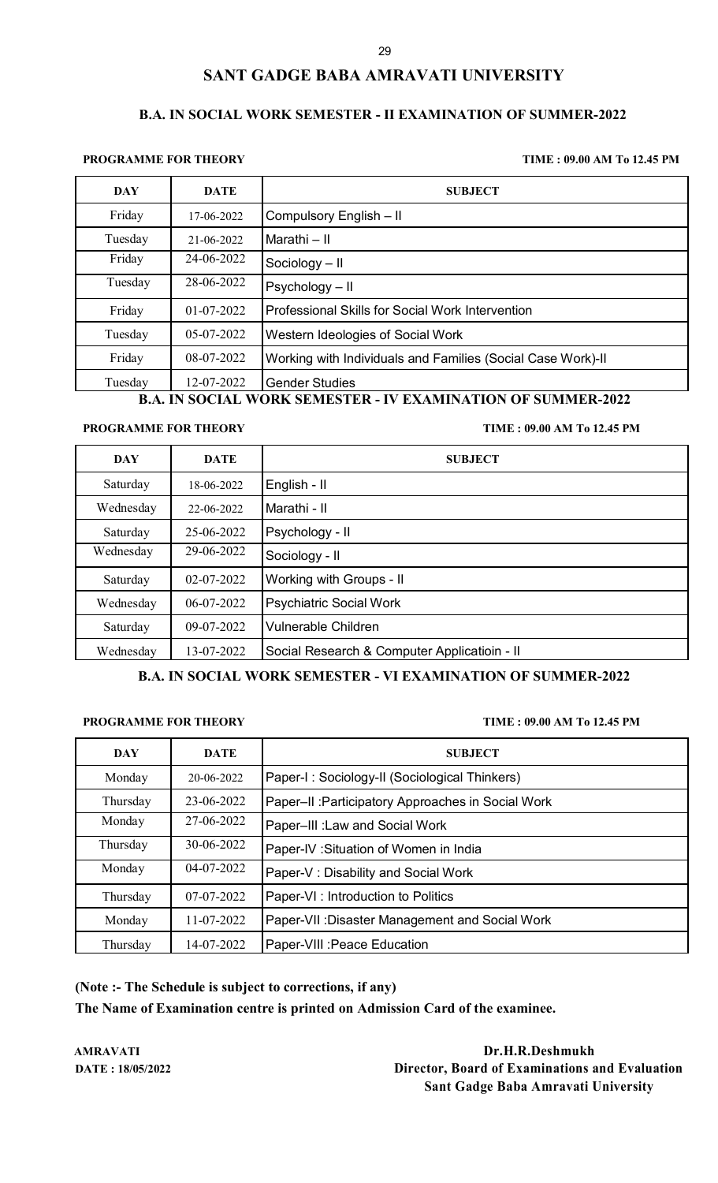# SANT GADGE BABA AMRAVATI UNIVERSITY

## B.A. IN SOCIAL WORK SEMESTER - II EXAMINATION OF SUMMER-2022

**PROGRAMME FOR THEORY** **TIME : 09.00 AM To 12.45 PM**

| DAY | DATE | SUBJECT |
|---|---|---|
| Friday | 17-06-2022 | Compulsory English – II |
| Tuesday | 21-06-2022 | Marathi – II |
| Friday | 24-06-2022 | Sociology – II |
| Tuesday | 28-06-2022 | Psychology – II |
| Friday | 01-07-2022 | Professional Skills for Social Work Intervention |
| Tuesday | 05-07-2022 | Western Ideologies of Social Work |
| Friday | 08-07-2022 | Working with Individuals and Families (Social Case Work)-II |
| Tuesday | 12-07-2022 | Gender Studies |

## B.A. IN SOCIAL WORK SEMESTER - IV EXAMINATION OF SUMMER-2022

**PROGRAMME FOR THEORY** **TIME : 09.00 AM To 12.45 PM**

| DAY | DATE | SUBJECT |
|---|---|---|
| Saturday | 18-06-2022 | English - II |
| Wednesday | 22-06-2022 | Marathi - II |
| Saturday | 25-06-2022 | Psychology - II |
| Wednesday | 29-06-2022 | Sociology - II |
| Saturday | 02-07-2022 | Working with Groups - II |
| Wednesday | 06-07-2022 | Psychiatric Social Work |
| Saturday | 09-07-2022 | Vulnerable Children |
| Wednesday | 13-07-2022 | Social Research & Computer Applicatioin - II |

## B.A. IN SOCIAL WORK SEMESTER - VI EXAMINATION OF SUMMER-2022

**PROGRAMME FOR THEORY** **TIME : 09.00 AM To 12.45 PM**

| DAY | DATE | SUBJECT |
|---|---|---|
| Monday | 20-06-2022 | Paper-I : Sociology-II (Sociological Thinkers) |
| Thursday | 23-06-2022 | Paper–II :Participatory Approaches in Social Work |
| Monday | 27-06-2022 | Paper–III :Law and Social Work |
| Thursday | 30-06-2022 | Paper-IV :Situation of Women in India |
| Monday | 04-07-2022 | Paper-V : Disability and Social Work |
| Thursday | 07-07-2022 | Paper-VI : Introduction to Politics |
| Monday | 11-07-2022 | Paper-VII :Disaster Management and Social Work |
| Thursday | 14-07-2022 | Paper-VIII :Peace Education |

**(Note :- The Schedule is subject to corrections, if any)**

**The Name of Examination centre is printed on Admission Card of the examinee.**

**AMRAVATI**
**DATE : 18/05/2022**

**Dr.H.R.Deshmukh**
**Director, Board of Examinations and Evaluation**
**Sant Gadge Baba Amravati University**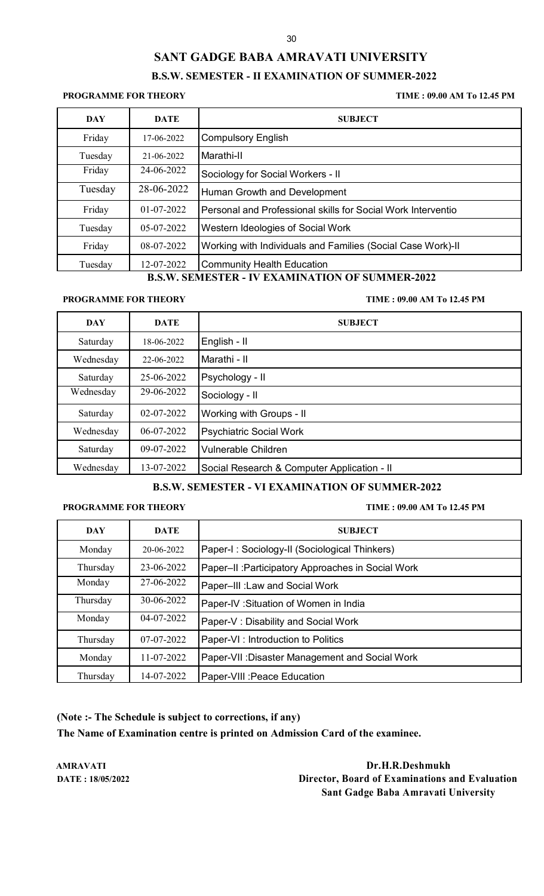# SANT GADGE BABA AMRAVATI UNIVERSITY

## B.S.W. SEMESTER - II EXAMINATION OF SUMMER-2022

**PROGRAMME FOR THEORY** **TIME : 09.00 AM To 12.45 PM**

| DAY | DATE | SUBJECT |
|---|---|---|
| Friday | 17-06-2022 | Compulsory English |
| Tuesday | 21-06-2022 | Marathi-II |
| Friday | 24-06-2022 | Sociology for Social Workers - II |
| Tuesday | 28-06-2022 | Human Growth and Development |
| Friday | 01-07-2022 | Personal and Professional skills for Social Work Interventio |
| Tuesday | 05-07-2022 | Western Ideologies of Social Work |
| Friday | 08-07-2022 | Working with Individuals and Families (Social Case Work)-II |
| Tuesday | 12-07-2022 | Community Health Education |

## B.S.W. SEMESTER - IV EXAMINATION OF SUMMER-2022

**PROGRAMME FOR THEORY** **TIME : 09.00 AM To 12.45 PM**

| DAY | DATE | SUBJECT |
|---|---|---|
| Saturday | 18-06-2022 | English - II |
| Wednesday | 22-06-2022 | Marathi - II |
| Saturday | 25-06-2022 | Psychology - II |
| Wednesday | 29-06-2022 | Sociology - II |
| Saturday | 02-07-2022 | Working with Groups - II |
| Wednesday | 06-07-2022 | Psychiatric Social Work |
| Saturday | 09-07-2022 | Vulnerable Children |
| Wednesday | 13-07-2022 | Social Research & Computer Application - II |

## B.S.W. SEMESTER - VI EXAMINATION OF SUMMER-2022

**PROGRAMME FOR THEORY** **TIME : 09.00 AM To 12.45 PM**

| DAY | DATE | SUBJECT |
|---|---|---|
| Monday | 20-06-2022 | Paper-I : Sociology-II (Sociological Thinkers) |
| Thursday | 23-06-2022 | Paper–II :Participatory Approaches in Social Work |
| Monday | 27-06-2022 | Paper–III :Law and Social Work |
| Thursday | 30-06-2022 | Paper-IV :Situation of Women in India |
| Monday | 04-07-2022 | Paper-V : Disability and Social Work |
| Thursday | 07-07-2022 | Paper-VI : Introduction to Politics |
| Monday | 11-07-2022 | Paper-VII :Disaster Management and Social Work |
| Thursday | 14-07-2022 | Paper-VIII :Peace Education |

**(Note :- The Schedule is subject to corrections, if any)**

**The Name of Examination centre is printed on Admission Card of the examinee.**

**AMRAVATI**
**DATE : 18/05/2022**

**Dr.H.R.Deshmukh**
**Director, Board of Examinations and Evaluation**
**Sant Gadge Baba Amravati University**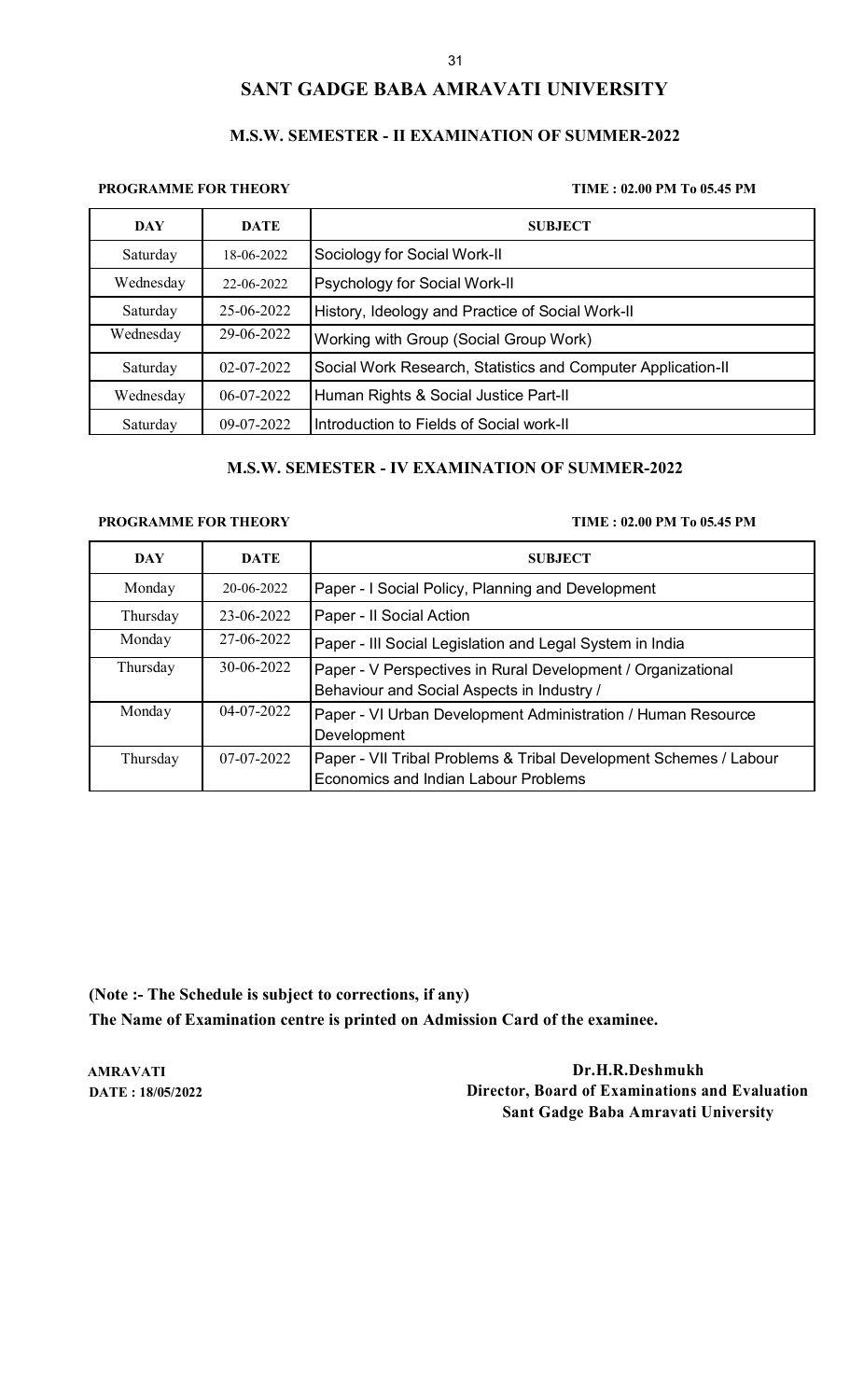# SANT GADGE BABA AMRAVATI UNIVERSITY

## M.S.W. SEMESTER - II EXAMINATION OF SUMMER-2022

**PROGRAMME FOR THEORY** **TIME : 02.00 PM To 05.45 PM**

| DAY | DATE | SUBJECT |
|---|---|---|
| Saturday | 18-06-2022 | Sociology for Social Work-II |
| Wednesday | 22-06-2022 | Psychology for Social Work-II |
| Saturday | 25-06-2022 | History, Ideology and Practice of Social Work-II |
| Wednesday | 29-06-2022 | Working with Group (Social Group Work) |
| Saturday | 02-07-2022 | Social Work Research, Statistics and Computer Application-II |
| Wednesday | 06-07-2022 | Human Rights & Social Justice Part-II |
| Saturday | 09-07-2022 | Introduction to Fields of Social work-II |

## M.S.W. SEMESTER - IV EXAMINATION OF SUMMER-2022

**PROGRAMME FOR THEORY** **TIME : 02.00 PM To 05.45 PM**

| DAY | DATE | SUBJECT |
|---|---|---|
| Monday | 20-06-2022 | Paper - I Social Policy, Planning and Development |
| Thursday | 23-06-2022 | Paper - II Social Action |
| Monday | 27-06-2022 | Paper - III Social Legislation and Legal System in India |
| Thursday | 30-06-2022 | Paper - V Perspectives in Rural Development / Organizational Behaviour and Social Aspects in Industry / |
| Monday | 04-07-2022 | Paper - VI Urban Development Administration / Human Resource Development |
| Thursday | 07-07-2022 | Paper - VII Tribal Problems & Tribal Development Schemes / Labour Economics and Indian Labour Problems |

**(Note :- The Schedule is subject to corrections, if any)**

**The Name of Examination centre is printed on Admission Card of the examinee.**

**AMRAVATI**
**DATE : 18/05/2022**

**Dr.H.R.Deshmukh**
**Director, Board of Examinations and Evaluation**
**Sant Gadge Baba Amravati University**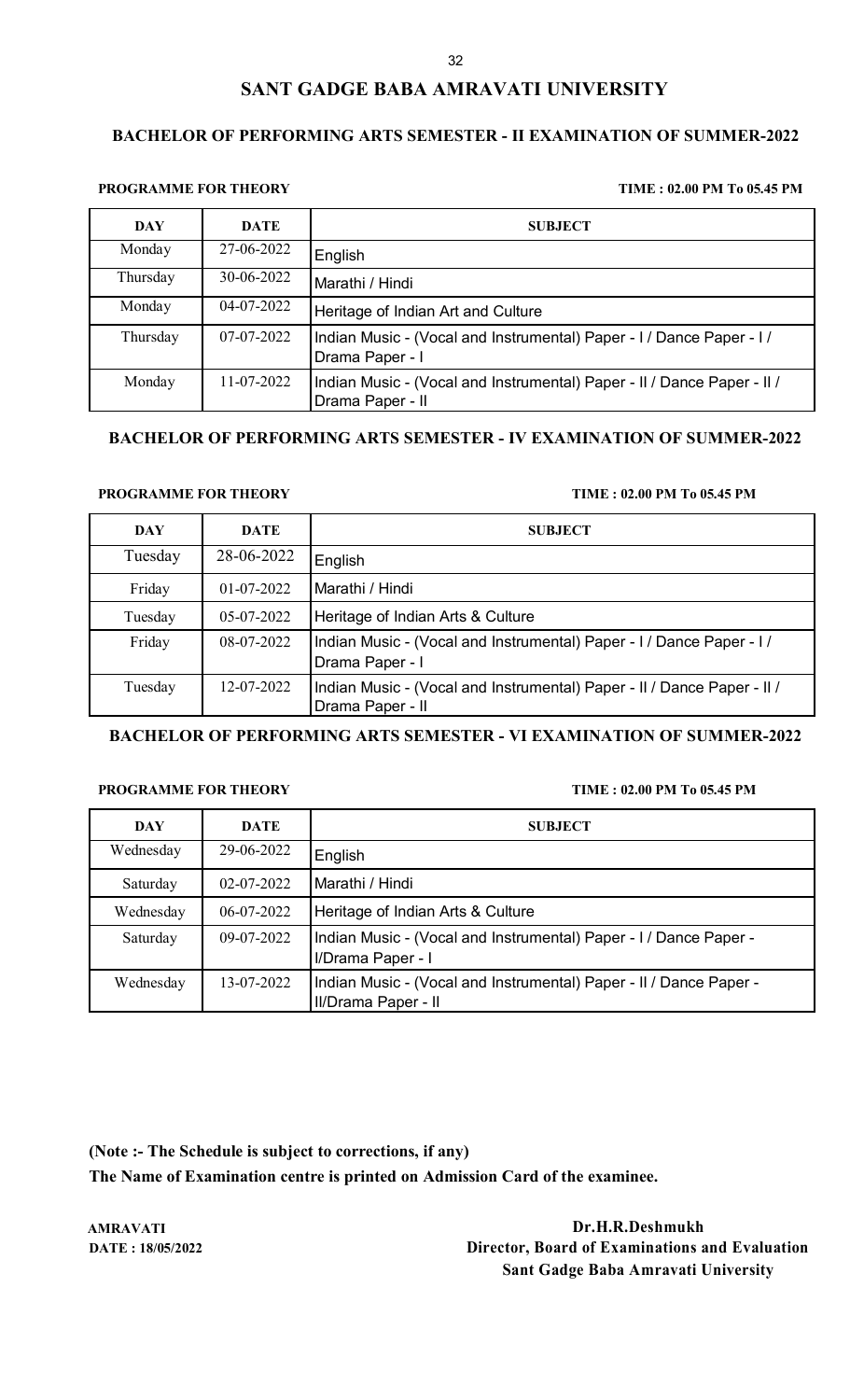# SANT GADGE BABA AMRAVATI UNIVERSITY

## BACHELOR OF PERFORMING ARTS SEMESTER - II EXAMINATION OF SUMMER-2022

**PROGRAMME FOR THEORY** **TIME : 02.00 PM To 05.45 PM**

| DAY | DATE | SUBJECT |
|---|---|---|
| Monday | 27-06-2022 | English |
| Thursday | 30-06-2022 | Marathi / Hindi |
| Monday | 04-07-2022 | Heritage of Indian Art and Culture |
| Thursday | 07-07-2022 | Indian Music - (Vocal and Instrumental) Paper - I / Dance Paper - I / Drama Paper - I |
| Monday | 11-07-2022 | Indian Music - (Vocal and Instrumental) Paper - II / Dance Paper - II / Drama Paper - II |

## BACHELOR OF PERFORMING ARTS SEMESTER - IV EXAMINATION OF SUMMER-2022

**PROGRAMME FOR THEORY** **TIME : 02.00 PM To 05.45 PM**

| DAY | DATE | SUBJECT |
|---|---|---|
| Tuesday | 28-06-2022 | English |
| Friday | 01-07-2022 | Marathi / Hindi |
| Tuesday | 05-07-2022 | Heritage of Indian Arts & Culture |
| Friday | 08-07-2022 | Indian Music - (Vocal and Instrumental) Paper - I / Dance Paper - I / Drama Paper - I |
| Tuesday | 12-07-2022 | Indian Music - (Vocal and Instrumental) Paper - II / Dance Paper - II / Drama Paper - II |

## BACHELOR OF PERFORMING ARTS SEMESTER - VI EXAMINATION OF SUMMER-2022

**PROGRAMME FOR THEORY** **TIME : 02.00 PM To 05.45 PM**

| DAY | DATE | SUBJECT |
|---|---|---|
| Wednesday | 29-06-2022 | English |
| Saturday | 02-07-2022 | Marathi / Hindi |
| Wednesday | 06-07-2022 | Heritage of Indian Arts & Culture |
| Saturday | 09-07-2022 | Indian Music - (Vocal and Instrumental) Paper - I / Dance Paper - I/Drama Paper - I |
| Wednesday | 13-07-2022 | Indian Music - (Vocal and Instrumental) Paper - II / Dance Paper - II/Drama Paper - II |

**(Note :- The Schedule is subject to corrections, if any)**

**The Name of Examination centre is printed on Admission Card of the examinee.**

**AMRAVATI**
**DATE : 18/05/2022**

**Dr.H.R.Deshmukh**
**Director, Board of Examinations and Evaluation**
**Sant Gadge Baba Amravati University**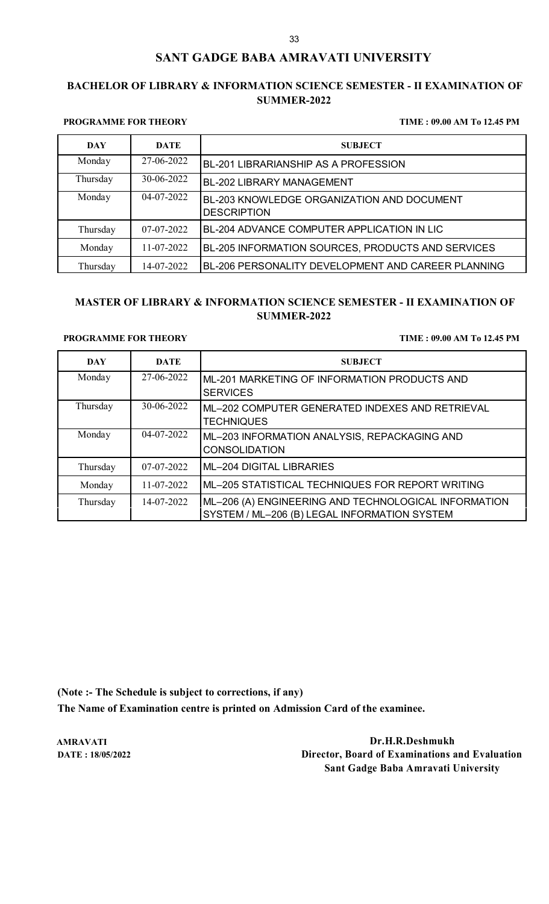## SANT GADGE BABA AMRAVATI UNIVERSITY

### BACHELOR OF LIBRARY & INFORMATION SCIENCE SEMESTER - II EXAMINATION OF SUMMER-2022

**PROGRAMME FOR THEORY** **TIME : 09.00 AM To 12.45 PM**

| DAY | DATE | SUBJECT |
|---|---|---|
| Monday | 27-06-2022 | BL-201 LIBRARIANSHIP AS A PROFESSION |
| Thursday | 30-06-2022 | BL-202 LIBRARY MANAGEMENT |
| Monday | 04-07-2022 | BL-203 KNOWLEDGE ORGANIZATION AND DOCUMENT DESCRIPTION |
| Thursday | 07-07-2022 | BL-204 ADVANCE COMPUTER APPLICATION IN LIC |
| Monday | 11-07-2022 | BL-205 INFORMATION SOURCES, PRODUCTS AND SERVICES |
| Thursday | 14-07-2022 | BL-206 PERSONALITY DEVELOPMENT AND CAREER PLANNING |

### MASTER OF LIBRARY & INFORMATION SCIENCE SEMESTER - II EXAMINATION OF SUMMER-2022

**PROGRAMME FOR THEORY** **TIME : 09.00 AM To 12.45 PM**

| DAY | DATE | SUBJECT |
|---|---|---|
| Monday | 27-06-2022 | ML-201 MARKETING OF INFORMATION PRODUCTS AND SERVICES |
| Thursday | 30-06-2022 | ML–202 COMPUTER GENERATED INDEXES AND RETRIEVAL TECHNIQUES |
| Monday | 04-07-2022 | ML–203 INFORMATION ANALYSIS, REPACKAGING AND CONSOLIDATION |
| Thursday | 07-07-2022 | ML–204 DIGITAL LIBRARIES |
| Monday | 11-07-2022 | ML–205 STATISTICAL TECHNIQUES FOR REPORT WRITING |
| Thursday | 14-07-2022 | ML–206 (A) ENGINEERING AND TECHNOLOGICAL INFORMATION SYSTEM / ML–206 (B) LEGAL INFORMATION SYSTEM |

**(Note :- The Schedule is subject to corrections, if any)**

**The Name of Examination centre is printed on Admission Card of the examinee.**

**AMRAVATI**
**DATE : 18/05/2022**

**Dr.H.R.Deshmukh**
**Director, Board of Examinations and Evaluation**
**Sant Gadge Baba Amravati University**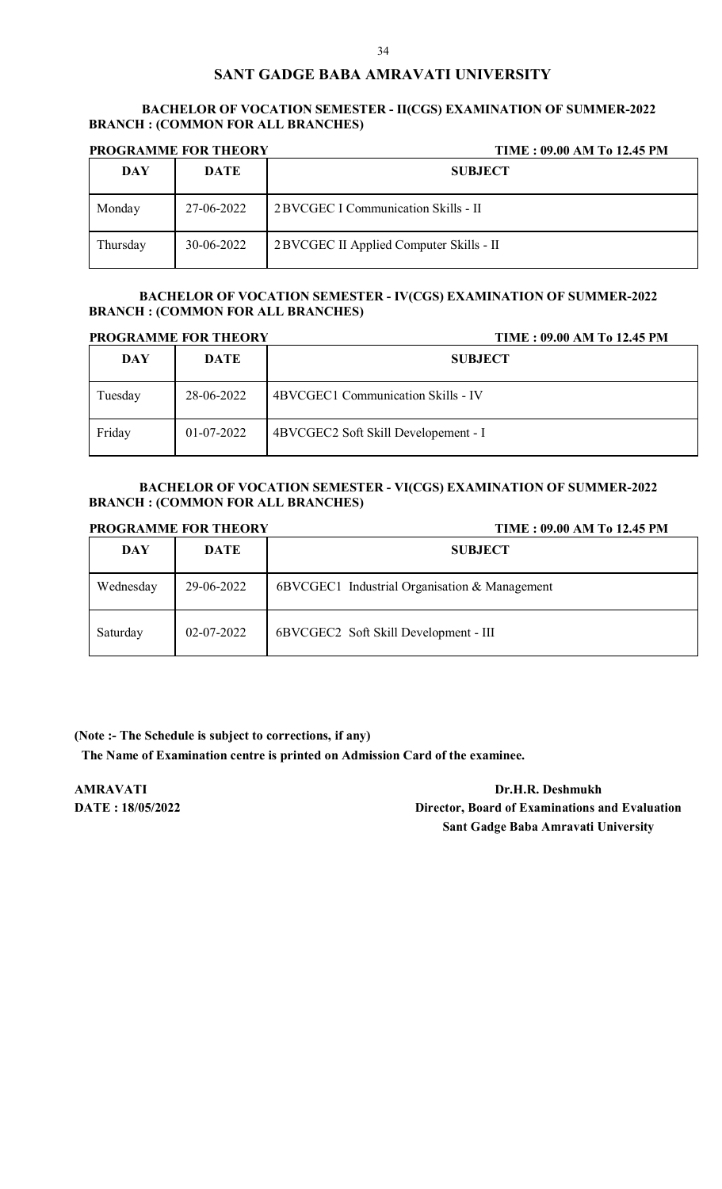# SANT GADGE BABA AMRAVATI UNIVERSITY

**BACHELOR OF VOCATION SEMESTER - II(CGS) EXAMINATION OF SUMMER-2022**
**BRANCH : (COMMON FOR ALL BRANCHES)**

**PROGRAMME FOR THEORY** **TIME : 09.00 AM To 12.45 PM**

| DAY | DATE | SUBJECT |
|---|---|---|
| Monday | 27-06-2022 | 2 BVCGEC I Communication Skills - II |
| Thursday | 30-06-2022 | 2 BVCGEC II Applied Computer Skills - II |

**BACHELOR OF VOCATION SEMESTER - IV(CGS) EXAMINATION OF SUMMER-2022**
**BRANCH : (COMMON FOR ALL BRANCHES)**

**PROGRAMME FOR THEORY** **TIME : 09.00 AM To 12.45 PM**

| DAY | DATE | SUBJECT |
|---|---|---|
| Tuesday | 28-06-2022 | 4BVCGEC1 Communication Skills - IV |
| Friday | 01-07-2022 | 4BVCGEC2 Soft Skill Developement - I |

**BACHELOR OF VOCATION SEMESTER - VI(CGS) EXAMINATION OF SUMMER-2022**
**BRANCH : (COMMON FOR ALL BRANCHES)**

**PROGRAMME FOR THEORY** **TIME : 09.00 AM To 12.45 PM**

| DAY | DATE | SUBJECT |
|---|---|---|
| Wednesday | 29-06-2022 | 6BVCGEC1 Industrial Organisation & Management |
| Saturday | 02-07-2022 | 6BVCGEC2 Soft Skill Development - III |

**(Note :- The Schedule is subject to corrections, if any)**
**The Name of Examination centre is printed on Admission Card of the examinee.**

**AMRAVATI**
**DATE : 18/05/2022**

**Dr.H.R. Deshmukh**
**Director, Board of Examinations and Evaluation**
**Sant Gadge Baba Amravati University**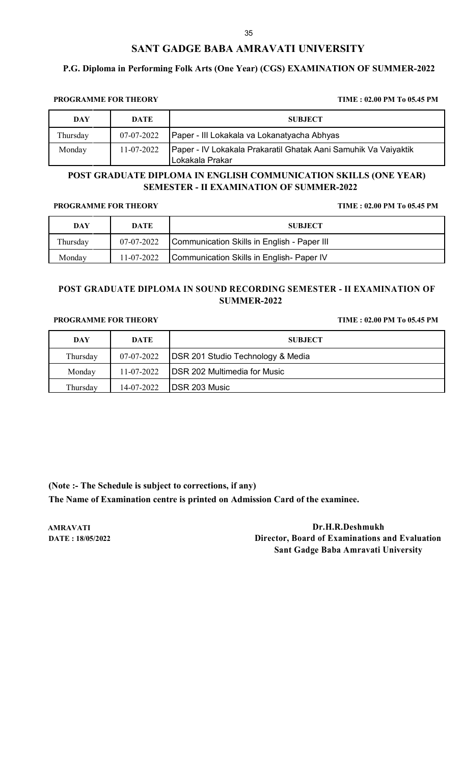## SANT GADGE BABA AMRAVATI UNIVERSITY

### P.G. Diploma in Performing Folk Arts (One Year) (CGS) EXAMINATION OF SUMMER-2022

**PROGRAMME FOR THEORY** **TIME : 02.00 PM To 05.45 PM**

| DAY | DATE | SUBJECT |
|---|---|---|
| Thursday | 07-07-2022 | Paper - III Lokakala va Lokanatyacha Abhyas |
| Monday | 11-07-2022 | Paper - IV Lokakala Prakaratil Ghatak Aani Samuhik Va Vaiyaktik Lokakala Prakar |

### POST GRADUATE DIPLOMA IN ENGLISH COMMUNICATION SKILLS (ONE YEAR) SEMESTER - II EXAMINATION OF SUMMER-2022

**PROGRAMME FOR THEORY** **TIME : 02.00 PM To 05.45 PM**

| DAY | DATE | SUBJECT |
|---|---|---|
| Thursday | 07-07-2022 | Communication Skills in English - Paper III |
| Monday | 11-07-2022 | Communication Skills in English- Paper IV |

### POST GRADUATE DIPLOMA IN SOUND RECORDING SEMESTER - II EXAMINATION OF SUMMER-2022

**PROGRAMME FOR THEORY** **TIME : 02.00 PM To 05.45 PM**

| DAY | DATE | SUBJECT |
|---|---|---|
| Thursday | 07-07-2022 | DSR 201 Studio Technology & Media |
| Monday | 11-07-2022 | DSR 202 Multimedia for Music |
| Thursday | 14-07-2022 | DSR 203 Music |

**(Note :- The Schedule is subject to corrections, if any)**

**The Name of Examination centre is printed on Admission Card of the examinee.**

**AMRAVATI**
**DATE : 18/05/2022**

**Dr.H.R.Deshmukh**
**Director, Board of Examinations and Evaluation**
**Sant Gadge Baba Amravati University**